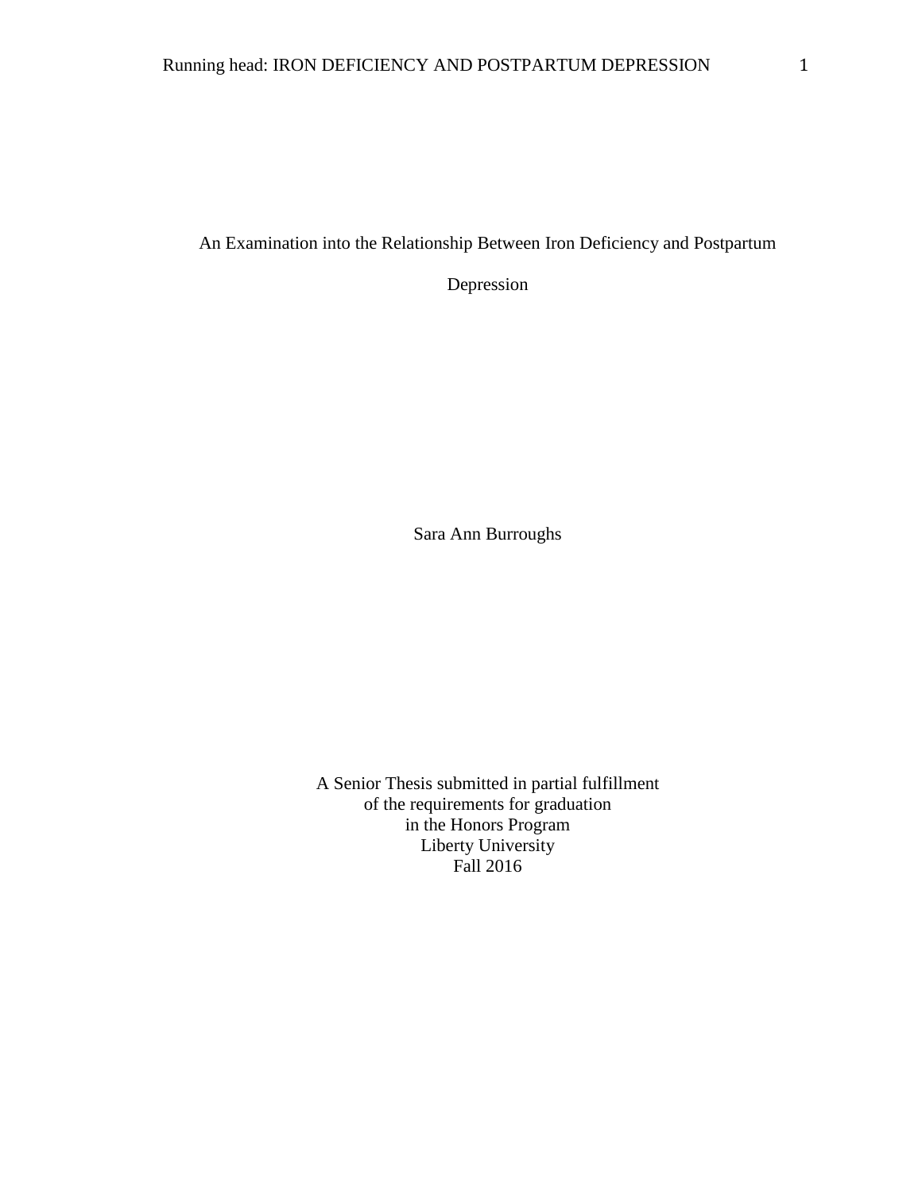# An Examination into the Relationship Between Iron Deficiency and Postpartum Depression

Sara Ann Burroughs

A Senior Thesis submitted in partial fulfillment
of the requirements for graduation
in the Honors Program
Liberty University
Fall 2016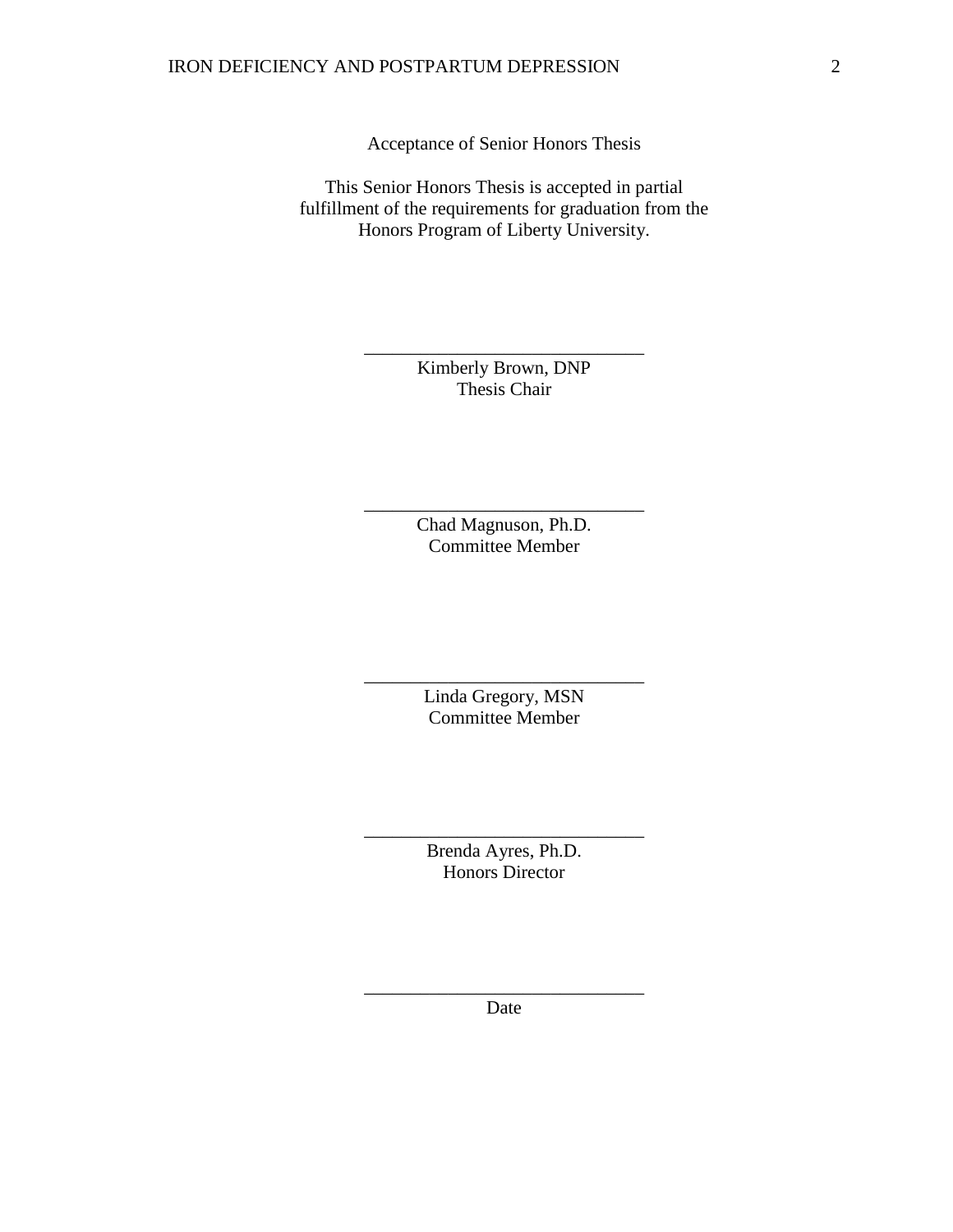Acceptance of Senior Honors Thesis

This Senior Honors Thesis is accepted in partial fulfillment of the requirements for graduation from the Honors Program of Liberty University.

______________________________
Kimberly Brown, DNP
Thesis Chair

______________________________
Chad Magnuson, Ph.D.
Committee Member

______________________________
Linda Gregory, MSN
Committee Member

______________________________
Brenda Ayres, Ph.D.
Honors Director

______________________________
Date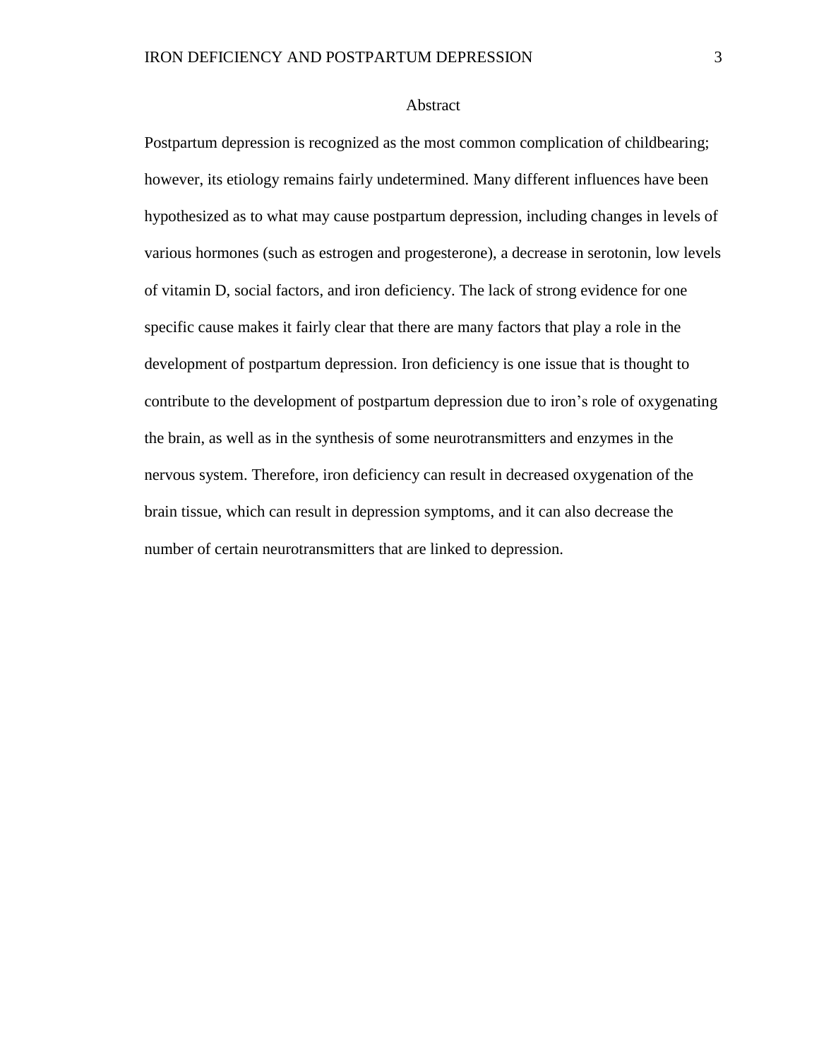# Abstract

Postpartum depression is recognized as the most common complication of childbearing; however, its etiology remains fairly undetermined. Many different influences have been hypothesized as to what may cause postpartum depression, including changes in levels of various hormones (such as estrogen and progesterone), a decrease in serotonin, low levels of vitamin D, social factors, and iron deficiency. The lack of strong evidence for one specific cause makes it fairly clear that there are many factors that play a role in the development of postpartum depression. Iron deficiency is one issue that is thought to contribute to the development of postpartum depression due to iron's role of oxygenating the brain, as well as in the synthesis of some neurotransmitters and enzymes in the nervous system. Therefore, iron deficiency can result in decreased oxygenation of the brain tissue, which can result in depression symptoms, and it can also decrease the number of certain neurotransmitters that are linked to depression.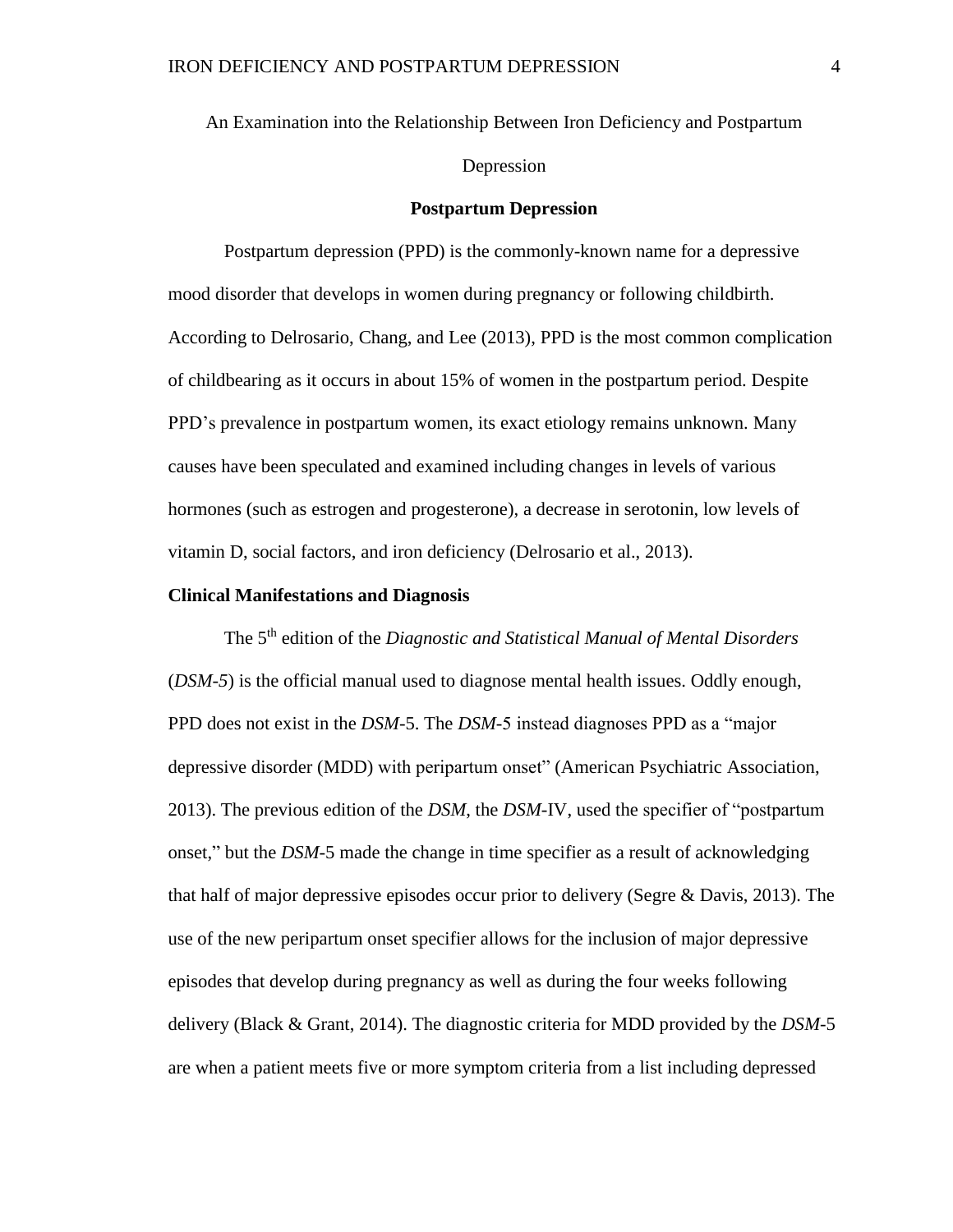An Examination into the Relationship Between Iron Deficiency and Postpartum Depression

## Postpartum Depression

Postpartum depression (PPD) is the commonly-known name for a depressive mood disorder that develops in women during pregnancy or following childbirth. According to Delrosario, Chang, and Lee (2013), PPD is the most common complication of childbearing as it occurs in about 15% of women in the postpartum period. Despite PPD's prevalence in postpartum women, its exact etiology remains unknown. Many causes have been speculated and examined including changes in levels of various hormones (such as estrogen and progesterone), a decrease in serotonin, low levels of vitamin D, social factors, and iron deficiency (Delrosario et al., 2013).

### Clinical Manifestations and Diagnosis

The 5th edition of the *Diagnostic and Statistical Manual of Mental Disorders* (*DSM-5*) is the official manual used to diagnose mental health issues. Oddly enough, PPD does not exist in the *DSM*-5. The *DSM*-5 instead diagnoses PPD as a "major depressive disorder (MDD) with peripartum onset" (American Psychiatric Association, 2013). The previous edition of the *DSM*, the *DSM*-IV, used the specifier of "postpartum onset," but the *DSM*-5 made the change in time specifier as a result of acknowledging that half of major depressive episodes occur prior to delivery (Segre & Davis, 2013). The use of the new peripartum onset specifier allows for the inclusion of major depressive episodes that develop during pregnancy as well as during the four weeks following delivery (Black & Grant, 2014). The diagnostic criteria for MDD provided by the *DSM*-5 are when a patient meets five or more symptom criteria from a list including depressed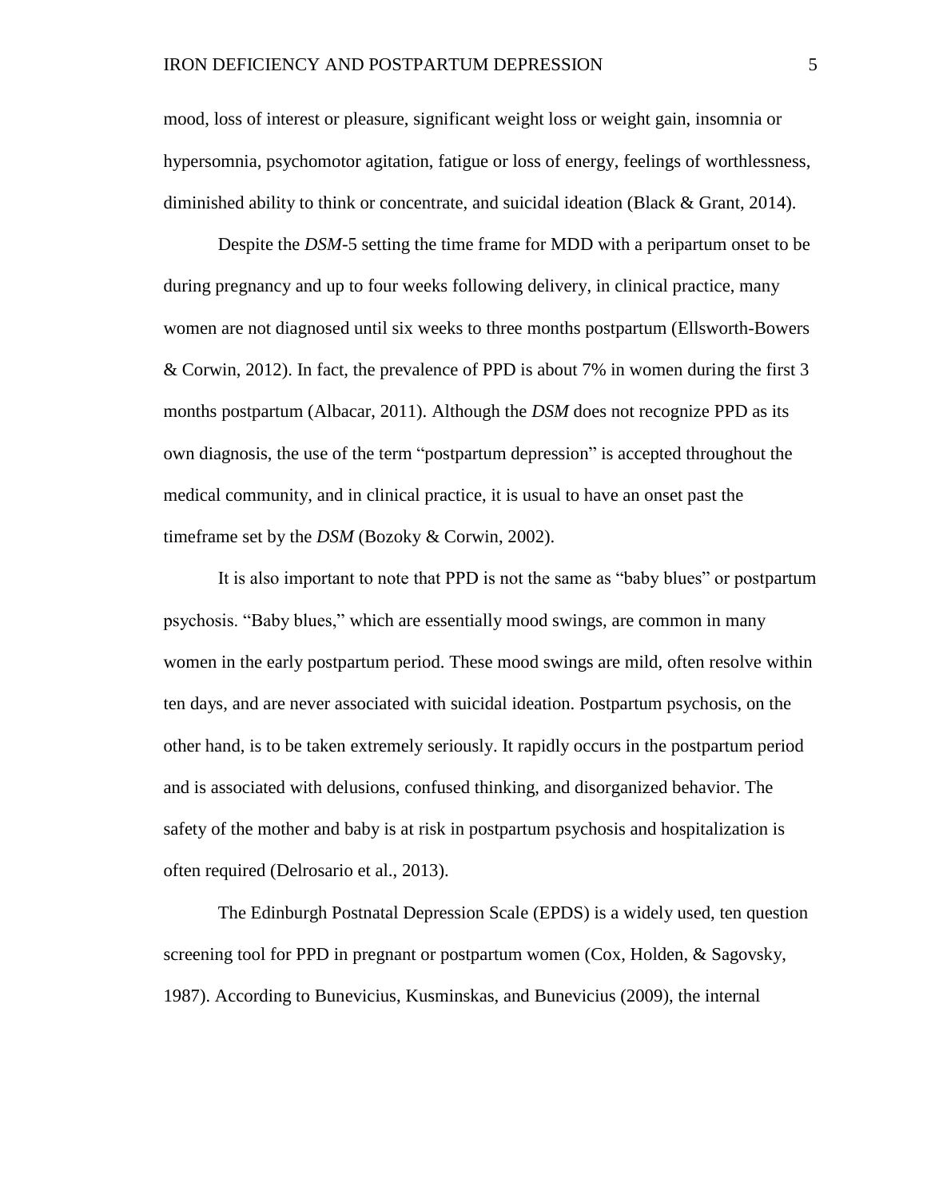mood, loss of interest or pleasure, significant weight loss or weight gain, insomnia or hypersomnia, psychomotor agitation, fatigue or loss of energy, feelings of worthlessness, diminished ability to think or concentrate, and suicidal ideation (Black & Grant, 2014).

Despite the *DSM*-5 setting the time frame for MDD with a peripartum onset to be during pregnancy and up to four weeks following delivery, in clinical practice, many women are not diagnosed until six weeks to three months postpartum (Ellsworth-Bowers & Corwin, 2012). In fact, the prevalence of PPD is about 7% in women during the first 3 months postpartum (Albacar, 2011). Although the *DSM* does not recognize PPD as its own diagnosis, the use of the term "postpartum depression" is accepted throughout the medical community, and in clinical practice, it is usual to have an onset past the timeframe set by the *DSM* (Bozoky & Corwin, 2002).

It is also important to note that PPD is not the same as "baby blues" or postpartum psychosis. "Baby blues," which are essentially mood swings, are common in many women in the early postpartum period. These mood swings are mild, often resolve within ten days, and are never associated with suicidal ideation. Postpartum psychosis, on the other hand, is to be taken extremely seriously. It rapidly occurs in the postpartum period and is associated with delusions, confused thinking, and disorganized behavior. The safety of the mother and baby is at risk in postpartum psychosis and hospitalization is often required (Delrosario et al., 2013).

The Edinburgh Postnatal Depression Scale (EPDS) is a widely used, ten question screening tool for PPD in pregnant or postpartum women (Cox, Holden, & Sagovsky, 1987). According to Bunevicius, Kusminskas, and Bunevicius (2009), the internal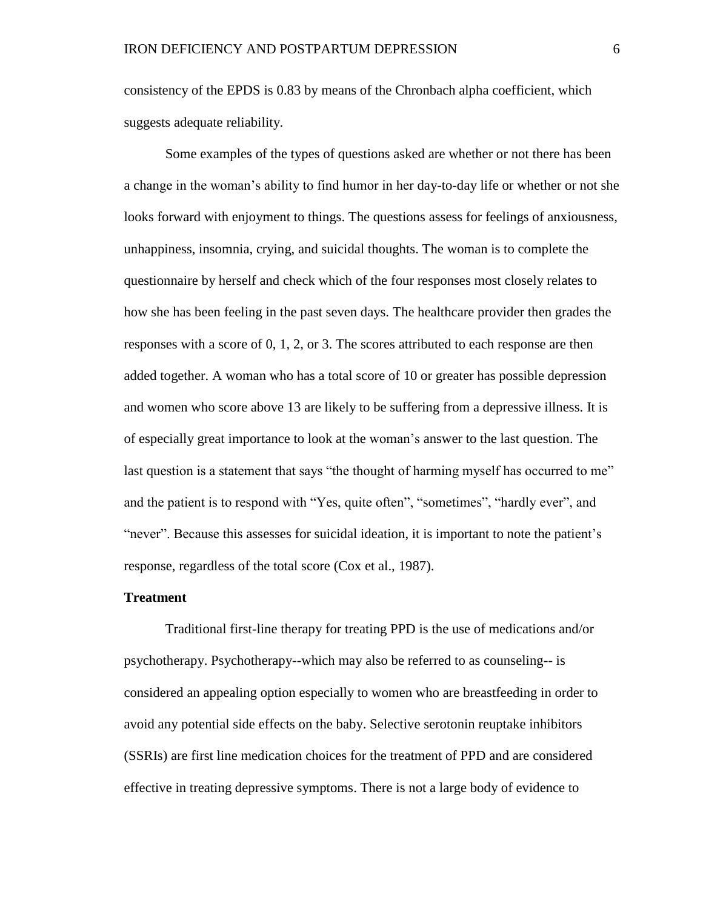consistency of the EPDS is 0.83 by means of the Chronbach alpha coefficient, which suggests adequate reliability.

Some examples of the types of questions asked are whether or not there has been a change in the woman's ability to find humor in her day-to-day life or whether or not she looks forward with enjoyment to things. The questions assess for feelings of anxiousness, unhappiness, insomnia, crying, and suicidal thoughts. The woman is to complete the questionnaire by herself and check which of the four responses most closely relates to how she has been feeling in the past seven days. The healthcare provider then grades the responses with a score of 0, 1, 2, or 3. The scores attributed to each response are then added together. A woman who has a total score of 10 or greater has possible depression and women who score above 13 are likely to be suffering from a depressive illness. It is of especially great importance to look at the woman's answer to the last question. The last question is a statement that says "the thought of harming myself has occurred to me" and the patient is to respond with "Yes, quite often", "sometimes", "hardly ever", and "never". Because this assesses for suicidal ideation, it is important to note the patient's response, regardless of the total score (Cox et al., 1987).

**Treatment**

Traditional first-line therapy for treating PPD is the use of medications and/or psychotherapy. Psychotherapy--which may also be referred to as counseling-- is considered an appealing option especially to women who are breastfeeding in order to avoid any potential side effects on the baby. Selective serotonin reuptake inhibitors (SSRIs) are first line medication choices for the treatment of PPD and are considered effective in treating depressive symptoms. There is not a large body of evidence to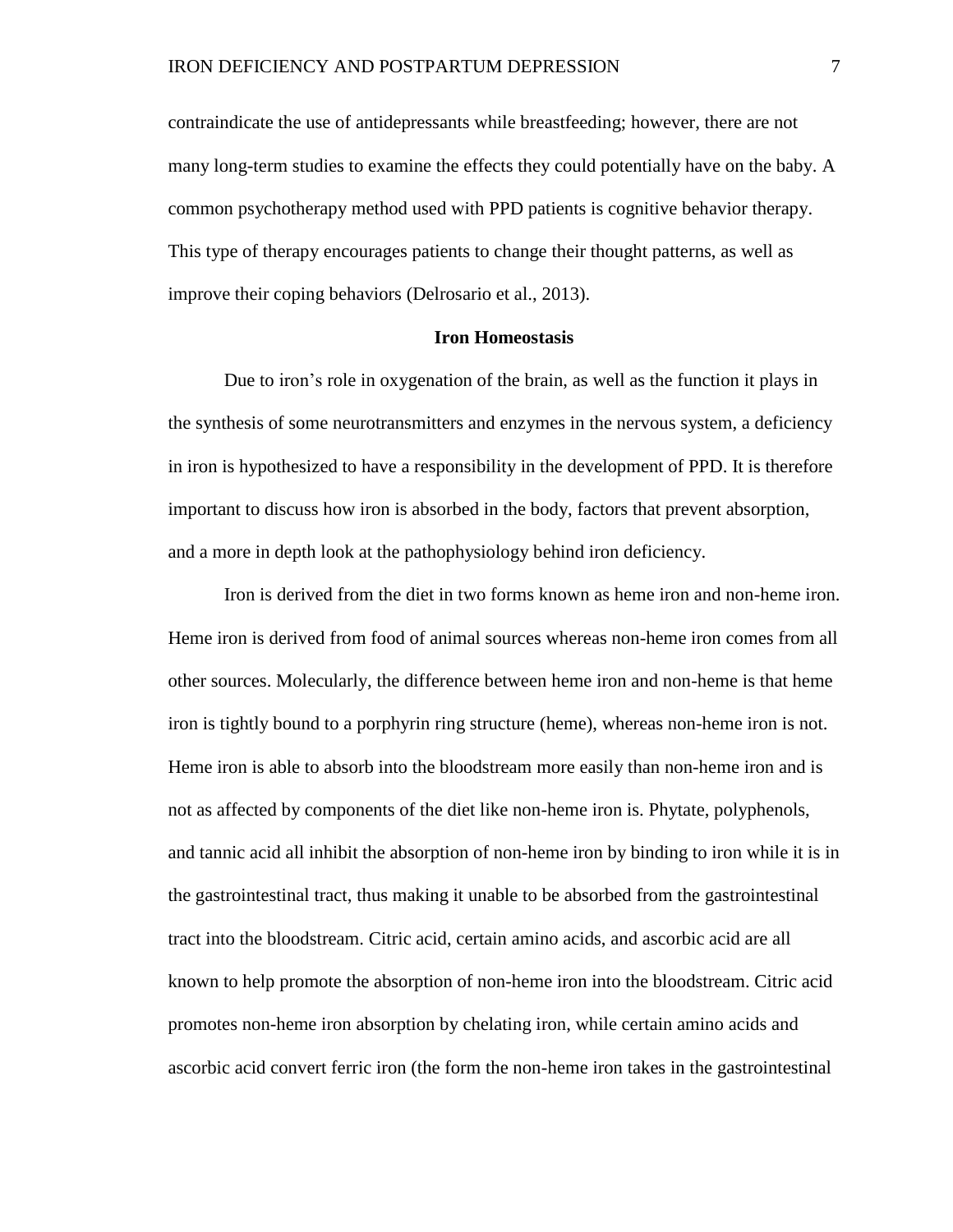contraindicate the use of antidepressants while breastfeeding; however, there are not many long-term studies to examine the effects they could potentially have on the baby. A common psychotherapy method used with PPD patients is cognitive behavior therapy. This type of therapy encourages patients to change their thought patterns, as well as improve their coping behaviors (Delrosario et al., 2013).

## Iron Homeostasis

Due to iron's role in oxygenation of the brain, as well as the function it plays in the synthesis of some neurotransmitters and enzymes in the nervous system, a deficiency in iron is hypothesized to have a responsibility in the development of PPD. It is therefore important to discuss how iron is absorbed in the body, factors that prevent absorption, and a more in depth look at the pathophysiology behind iron deficiency.

Iron is derived from the diet in two forms known as heme iron and non-heme iron. Heme iron is derived from food of animal sources whereas non-heme iron comes from all other sources. Molecularly, the difference between heme iron and non-heme is that heme iron is tightly bound to a porphyrin ring structure (heme), whereas non-heme iron is not. Heme iron is able to absorb into the bloodstream more easily than non-heme iron and is not as affected by components of the diet like non-heme iron is. Phytate, polyphenols, and tannic acid all inhibit the absorption of non-heme iron by binding to iron while it is in the gastrointestinal tract, thus making it unable to be absorbed from the gastrointestinal tract into the bloodstream. Citric acid, certain amino acids, and ascorbic acid are all known to help promote the absorption of non-heme iron into the bloodstream. Citric acid promotes non-heme iron absorption by chelating iron, while certain amino acids and ascorbic acid convert ferric iron (the form the non-heme iron takes in the gastrointestinal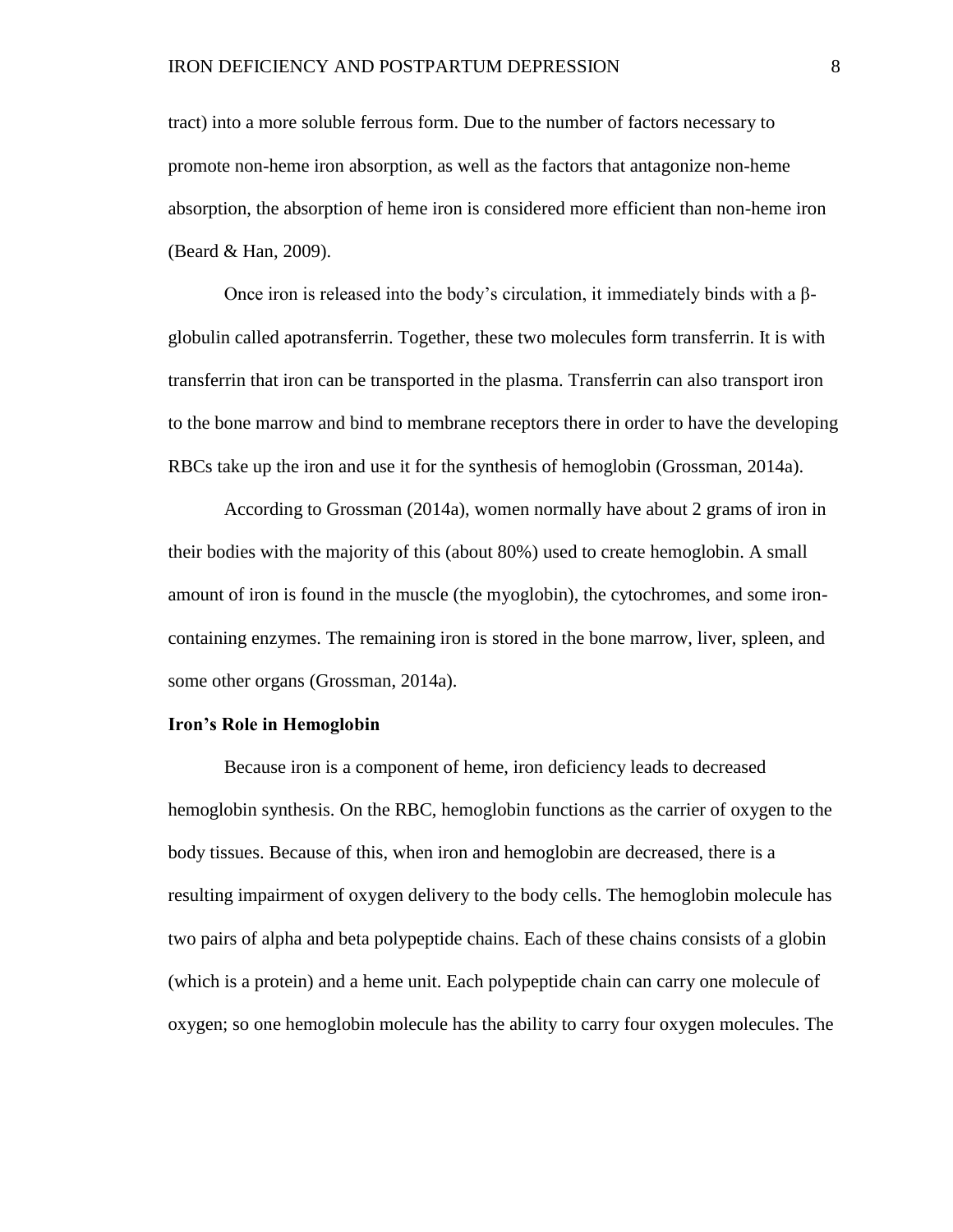tract) into a more soluble ferrous form. Due to the number of factors necessary to promote non-heme iron absorption, as well as the factors that antagonize non-heme absorption, the absorption of heme iron is considered more efficient than non-heme iron (Beard & Han, 2009).

Once iron is released into the body's circulation, it immediately binds with a β-globulin called apotransferrin. Together, these two molecules form transferrin. It is with transferrin that iron can be transported in the plasma. Transferrin can also transport iron to the bone marrow and bind to membrane receptors there in order to have the developing RBCs take up the iron and use it for the synthesis of hemoglobin (Grossman, 2014a).

According to Grossman (2014a), women normally have about 2 grams of iron in their bodies with the majority of this (about 80%) used to create hemoglobin. A small amount of iron is found in the muscle (the myoglobin), the cytochromes, and some iron-containing enzymes. The remaining iron is stored in the bone marrow, liver, spleen, and some other organs (Grossman, 2014a).

**Iron's Role in Hemoglobin**

Because iron is a component of heme, iron deficiency leads to decreased hemoglobin synthesis. On the RBC, hemoglobin functions as the carrier of oxygen to the body tissues. Because of this, when iron and hemoglobin are decreased, there is a resulting impairment of oxygen delivery to the body cells. The hemoglobin molecule has two pairs of alpha and beta polypeptide chains. Each of these chains consists of a globin (which is a protein) and a heme unit. Each polypeptide chain can carry one molecule of oxygen; so one hemoglobin molecule has the ability to carry four oxygen molecules. The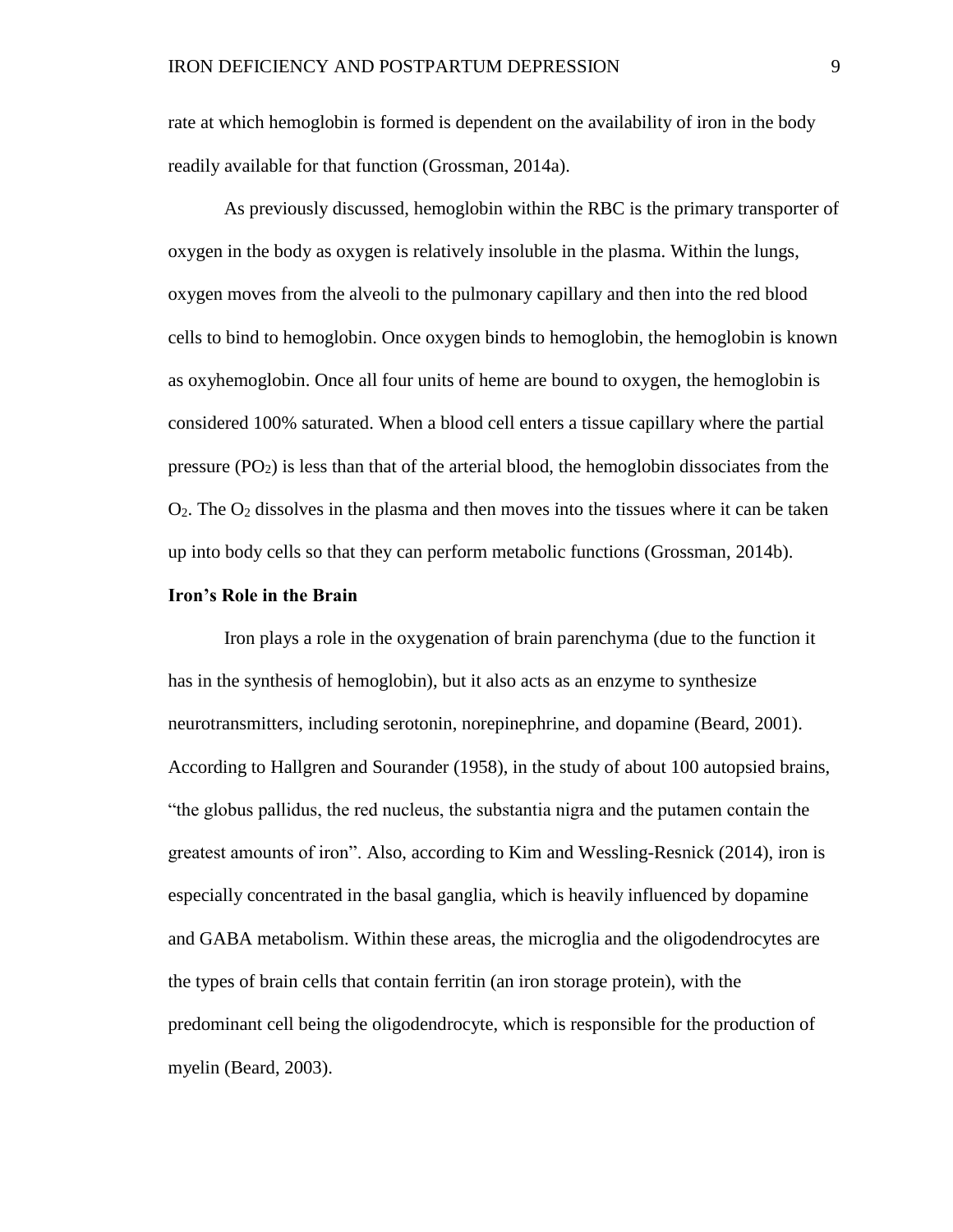rate at which hemoglobin is formed is dependent on the availability of iron in the body readily available for that function (Grossman, 2014a).

As previously discussed, hemoglobin within the RBC is the primary transporter of oxygen in the body as oxygen is relatively insoluble in the plasma. Within the lungs, oxygen moves from the alveoli to the pulmonary capillary and then into the red blood cells to bind to hemoglobin. Once oxygen binds to hemoglobin, the hemoglobin is known as oxyhemoglobin. Once all four units of heme are bound to oxygen, the hemoglobin is considered 100% saturated. When a blood cell enters a tissue capillary where the partial pressure ($PO_2$) is less than that of the arterial blood, the hemoglobin dissociates from the $O_2$. The $O_2$ dissolves in the plasma and then moves into the tissues where it can be taken up into body cells so that they can perform metabolic functions (Grossman, 2014b).

### Iron's Role in the Brain

Iron plays a role in the oxygenation of brain parenchyma (due to the function it has in the synthesis of hemoglobin), but it also acts as an enzyme to synthesize neurotransmitters, including serotonin, norepinephrine, and dopamine (Beard, 2001). According to Hallgren and Sourander (1958), in the study of about 100 autopsied brains, "the globus pallidus, the red nucleus, the substantia nigra and the putamen contain the greatest amounts of iron". Also, according to Kim and Wessling-Resnick (2014), iron is especially concentrated in the basal ganglia, which is heavily influenced by dopamine and GABA metabolism. Within these areas, the microglia and the oligodendrocytes are the types of brain cells that contain ferritin (an iron storage protein), with the predominant cell being the oligodendrocyte, which is responsible for the production of myelin (Beard, 2003).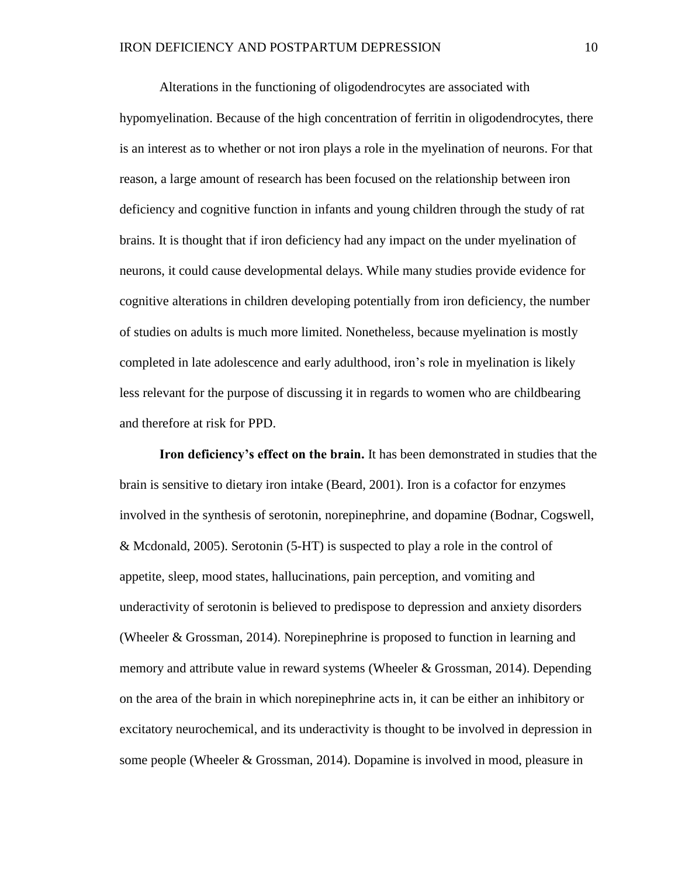Alterations in the functioning of oligodendrocytes are associated with hypomyelination. Because of the high concentration of ferritin in oligodendrocytes, there is an interest as to whether or not iron plays a role in the myelination of neurons. For that reason, a large amount of research has been focused on the relationship between iron deficiency and cognitive function in infants and young children through the study of rat brains. It is thought that if iron deficiency had any impact on the under myelination of neurons, it could cause developmental delays. While many studies provide evidence for cognitive alterations in children developing potentially from iron deficiency, the number of studies on adults is much more limited. Nonetheless, because myelination is mostly completed in late adolescence and early adulthood, iron's role in myelination is likely less relevant for the purpose of discussing it in regards to women who are childbearing and therefore at risk for PPD.

**Iron deficiency's effect on the brain.** It has been demonstrated in studies that the brain is sensitive to dietary iron intake (Beard, 2001). Iron is a cofactor for enzymes involved in the synthesis of serotonin, norepinephrine, and dopamine (Bodnar, Cogswell, & Mcdonald, 2005). Serotonin (5-HT) is suspected to play a role in the control of appetite, sleep, mood states, hallucinations, pain perception, and vomiting and underactivity of serotonin is believed to predispose to depression and anxiety disorders (Wheeler & Grossman, 2014). Norepinephrine is proposed to function in learning and memory and attribute value in reward systems (Wheeler & Grossman, 2014). Depending on the area of the brain in which norepinephrine acts in, it can be either an inhibitory or excitatory neurochemical, and its underactivity is thought to be involved in depression in some people (Wheeler & Grossman, 2014). Dopamine is involved in mood, pleasure in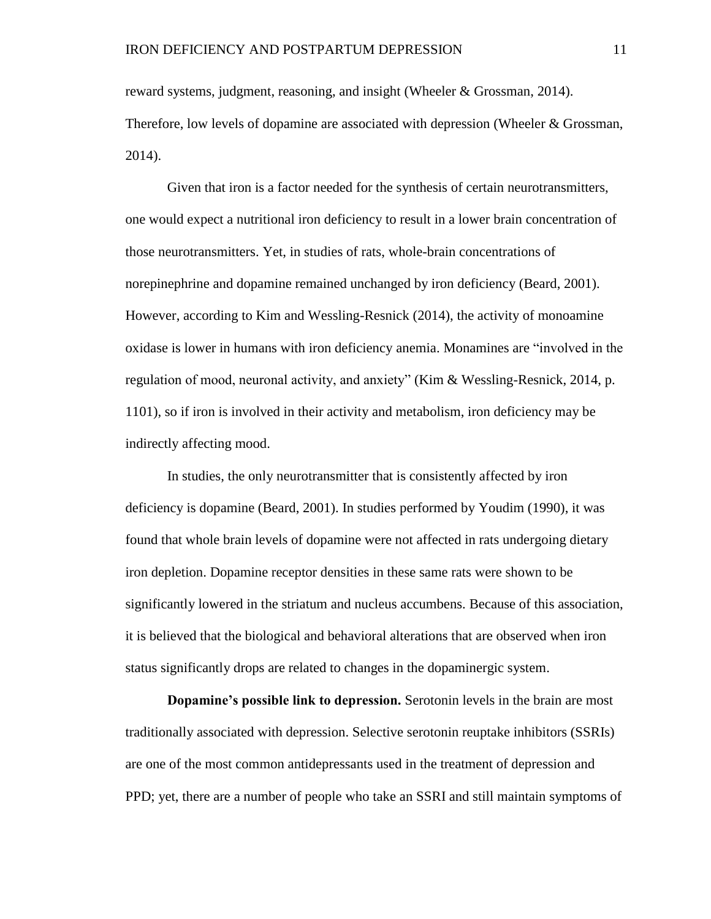reward systems, judgment, reasoning, and insight (Wheeler & Grossman, 2014). Therefore, low levels of dopamine are associated with depression (Wheeler & Grossman, 2014).

Given that iron is a factor needed for the synthesis of certain neurotransmitters, one would expect a nutritional iron deficiency to result in a lower brain concentration of those neurotransmitters. Yet, in studies of rats, whole-brain concentrations of norepinephrine and dopamine remained unchanged by iron deficiency (Beard, 2001). However, according to Kim and Wessling-Resnick (2014), the activity of monoamine oxidase is lower in humans with iron deficiency anemia. Monamines are "involved in the regulation of mood, neuronal activity, and anxiety" (Kim & Wessling-Resnick, 2014, p. 1101), so if iron is involved in their activity and metabolism, iron deficiency may be indirectly affecting mood.

In studies, the only neurotransmitter that is consistently affected by iron deficiency is dopamine (Beard, 2001). In studies performed by Youdim (1990), it was found that whole brain levels of dopamine were not affected in rats undergoing dietary iron depletion. Dopamine receptor densities in these same rats were shown to be significantly lowered in the striatum and nucleus accumbens. Because of this association, it is believed that the biological and behavioral alterations that are observed when iron status significantly drops are related to changes in the dopaminergic system.

**Dopamine's possible link to depression.** Serotonin levels in the brain are most traditionally associated with depression. Selective serotonin reuptake inhibitors (SSRIs) are one of the most common antidepressants used in the treatment of depression and PPD; yet, there are a number of people who take an SSRI and still maintain symptoms of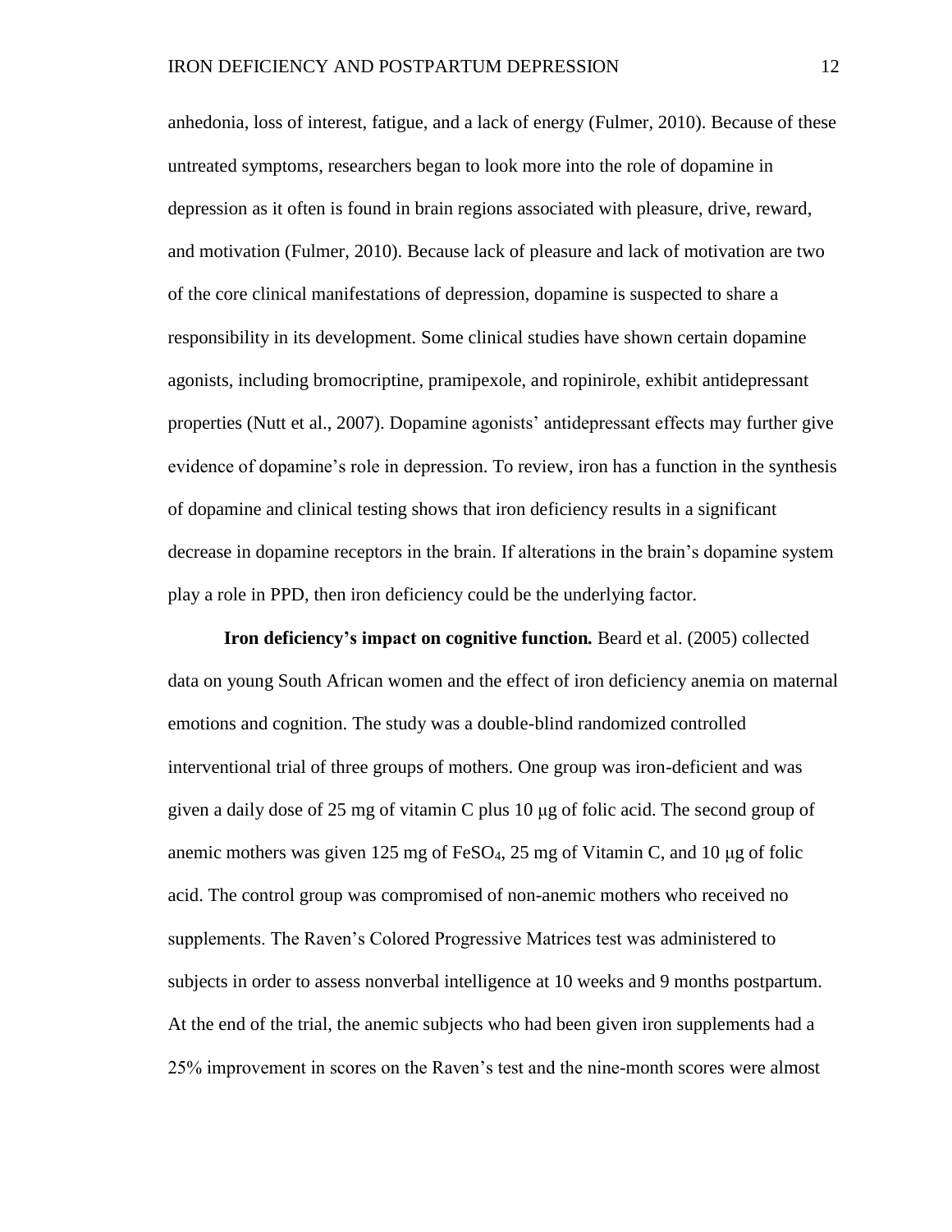anhedonia, loss of interest, fatigue, and a lack of energy (Fulmer, 2010). Because of these untreated symptoms, researchers began to look more into the role of dopamine in depression as it often is found in brain regions associated with pleasure, drive, reward, and motivation (Fulmer, 2010). Because lack of pleasure and lack of motivation are two of the core clinical manifestations of depression, dopamine is suspected to share a responsibility in its development. Some clinical studies have shown certain dopamine agonists, including bromocriptine, pramipexole, and ropinirole, exhibit antidepressant properties (Nutt et al., 2007). Dopamine agonists' antidepressant effects may further give evidence of dopamine's role in depression. To review, iron has a function in the synthesis of dopamine and clinical testing shows that iron deficiency results in a significant decrease in dopamine receptors in the brain. If alterations in the brain's dopamine system play a role in PPD, then iron deficiency could be the underlying factor.

**Iron deficiency's impact on cognitive function.** Beard et al. (2005) collected data on young South African women and the effect of iron deficiency anemia on maternal emotions and cognition. The study was a double-blind randomized controlled interventional trial of three groups of mothers. One group was iron-deficient and was given a daily dose of 25 mg of vitamin C plus 10 μg of folic acid. The second group of anemic mothers was given 125 mg of $FeSO_4$, 25 mg of Vitamin C, and 10 μg of folic acid. The control group was compromised of non-anemic mothers who received no supplements. The Raven's Colored Progressive Matrices test was administered to subjects in order to assess nonverbal intelligence at 10 weeks and 9 months postpartum. At the end of the trial, the anemic subjects who had been given iron supplements had a 25% improvement in scores on the Raven's test and the nine-month scores were almost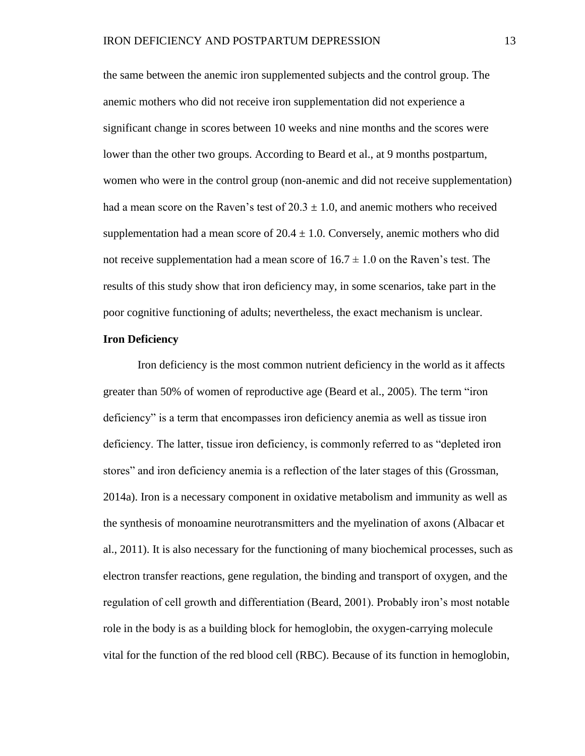the same between the anemic iron supplemented subjects and the control group. The anemic mothers who did not receive iron supplementation did not experience a significant change in scores between 10 weeks and nine months and the scores were lower than the other two groups. According to Beard et al., at 9 months postpartum, women who were in the control group (non-anemic and did not receive supplementation) had a mean score on the Raven's test of $20.3 \pm 1.0$, and anemic mothers who received supplementation had a mean score of $20.4 \pm 1.0$. Conversely, anemic mothers who did not receive supplementation had a mean score of $16.7 \pm 1.0$ on the Raven's test. The results of this study show that iron deficiency may, in some scenarios, take part in the poor cognitive functioning of adults; nevertheless, the exact mechanism is unclear.

**Iron Deficiency**

Iron deficiency is the most common nutrient deficiency in the world as it affects greater than 50% of women of reproductive age (Beard et al., 2005). The term "iron deficiency" is a term that encompasses iron deficiency anemia as well as tissue iron deficiency. The latter, tissue iron deficiency, is commonly referred to as "depleted iron stores" and iron deficiency anemia is a reflection of the later stages of this (Grossman, 2014a). Iron is a necessary component in oxidative metabolism and immunity as well as the synthesis of monoamine neurotransmitters and the myelination of axons (Albacar et al., 2011). It is also necessary for the functioning of many biochemical processes, such as electron transfer reactions, gene regulation, the binding and transport of oxygen, and the regulation of cell growth and differentiation (Beard, 2001). Probably iron's most notable role in the body is as a building block for hemoglobin, the oxygen-carrying molecule vital for the function of the red blood cell (RBC). Because of its function in hemoglobin,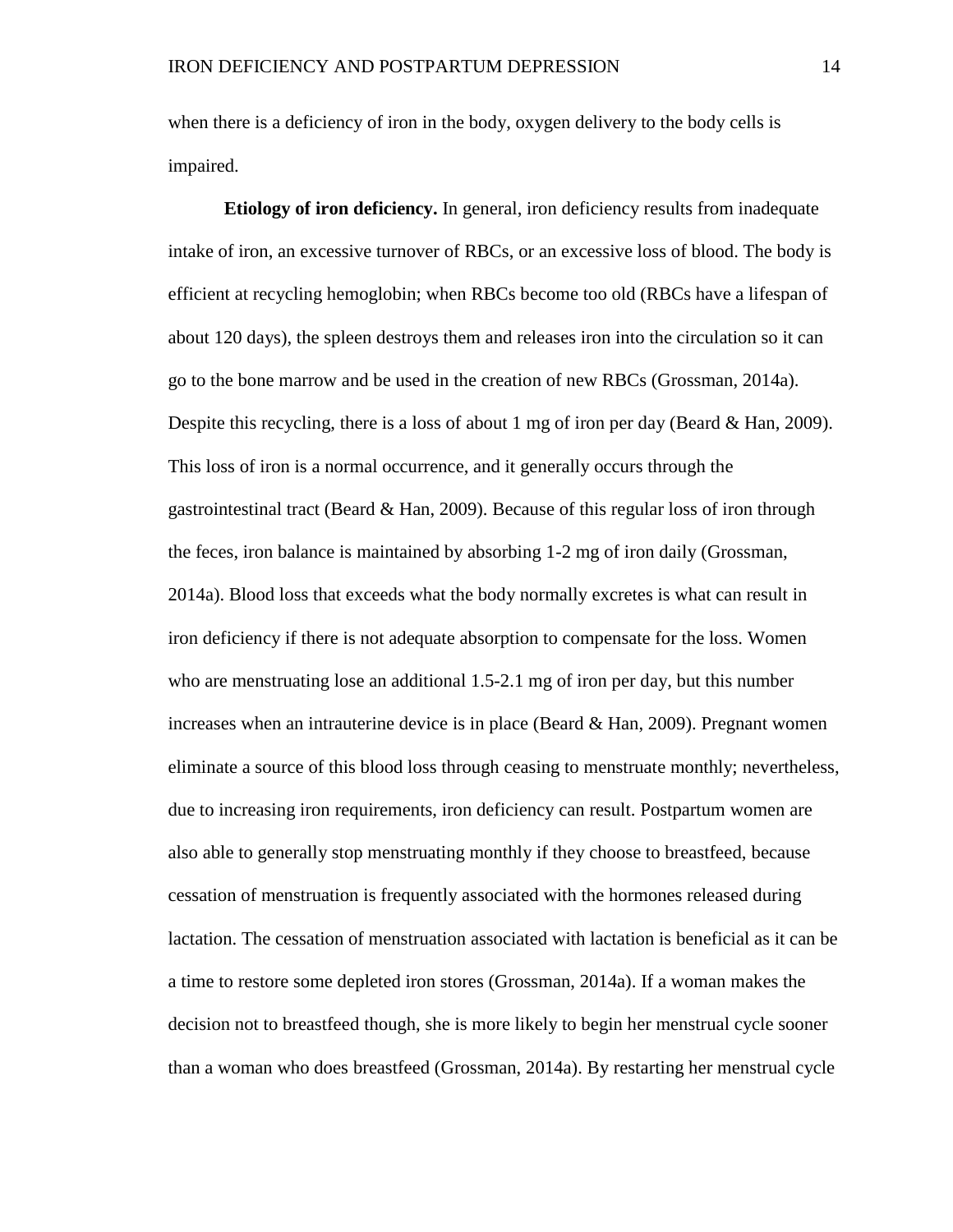when there is a deficiency of iron in the body, oxygen delivery to the body cells is impaired.

**Etiology of iron deficiency.** In general, iron deficiency results from inadequate intake of iron, an excessive turnover of RBCs, or an excessive loss of blood. The body is efficient at recycling hemoglobin; when RBCs become too old (RBCs have a lifespan of about 120 days), the spleen destroys them and releases iron into the circulation so it can go to the bone marrow and be used in the creation of new RBCs (Grossman, 2014a). Despite this recycling, there is a loss of about 1 mg of iron per day (Beard & Han, 2009). This loss of iron is a normal occurrence, and it generally occurs through the gastrointestinal tract (Beard & Han, 2009). Because of this regular loss of iron through the feces, iron balance is maintained by absorbing 1-2 mg of iron daily (Grossman, 2014a). Blood loss that exceeds what the body normally excretes is what can result in iron deficiency if there is not adequate absorption to compensate for the loss. Women who are menstruating lose an additional 1.5-2.1 mg of iron per day, but this number increases when an intrauterine device is in place (Beard & Han, 2009). Pregnant women eliminate a source of this blood loss through ceasing to menstruate monthly; nevertheless, due to increasing iron requirements, iron deficiency can result. Postpartum women are also able to generally stop menstruating monthly if they choose to breastfeed, because cessation of menstruation is frequently associated with the hormones released during lactation. The cessation of menstruation associated with lactation is beneficial as it can be a time to restore some depleted iron stores (Grossman, 2014a). If a woman makes the decision not to breastfeed though, she is more likely to begin her menstrual cycle sooner than a woman who does breastfeed (Grossman, 2014a). By restarting her menstrual cycle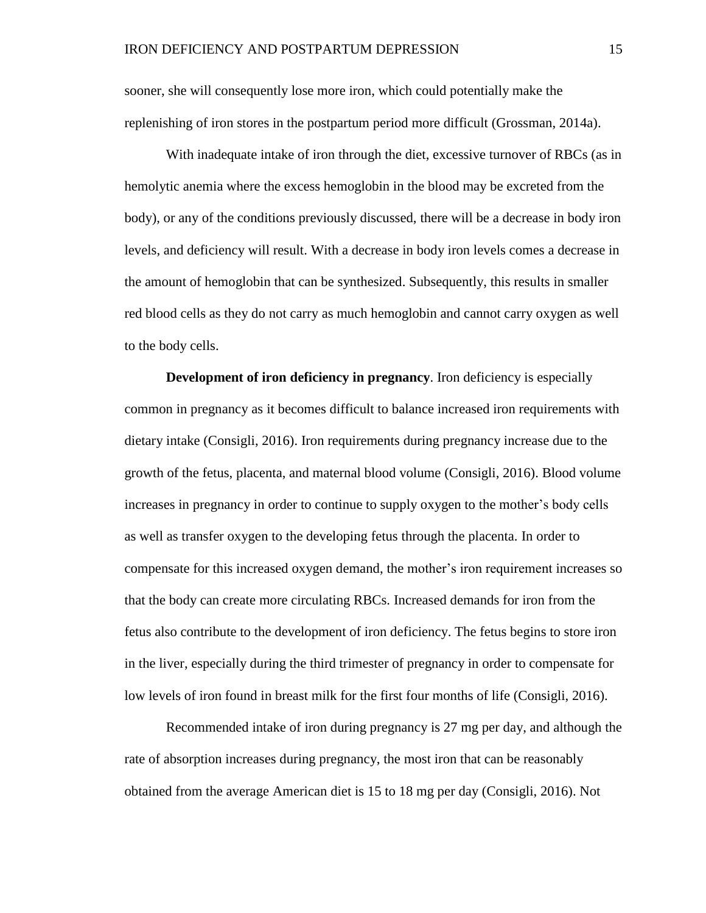sooner, she will consequently lose more iron, which could potentially make the replenishing of iron stores in the postpartum period more difficult (Grossman, 2014a).

With inadequate intake of iron through the diet, excessive turnover of RBCs (as in hemolytic anemia where the excess hemoglobin in the blood may be excreted from the body), or any of the conditions previously discussed, there will be a decrease in body iron levels, and deficiency will result. With a decrease in body iron levels comes a decrease in the amount of hemoglobin that can be synthesized. Subsequently, this results in smaller red blood cells as they do not carry as much hemoglobin and cannot carry oxygen as well to the body cells.

**Development of iron deficiency in pregnancy**. Iron deficiency is especially common in pregnancy as it becomes difficult to balance increased iron requirements with dietary intake (Consigli, 2016). Iron requirements during pregnancy increase due to the growth of the fetus, placenta, and maternal blood volume (Consigli, 2016). Blood volume increases in pregnancy in order to continue to supply oxygen to the mother's body cells as well as transfer oxygen to the developing fetus through the placenta. In order to compensate for this increased oxygen demand, the mother's iron requirement increases so that the body can create more circulating RBCs. Increased demands for iron from the fetus also contribute to the development of iron deficiency. The fetus begins to store iron in the liver, especially during the third trimester of pregnancy in order to compensate for low levels of iron found in breast milk for the first four months of life (Consigli, 2016).

Recommended intake of iron during pregnancy is 27 mg per day, and although the rate of absorption increases during pregnancy, the most iron that can be reasonably obtained from the average American diet is 15 to 18 mg per day (Consigli, 2016). Not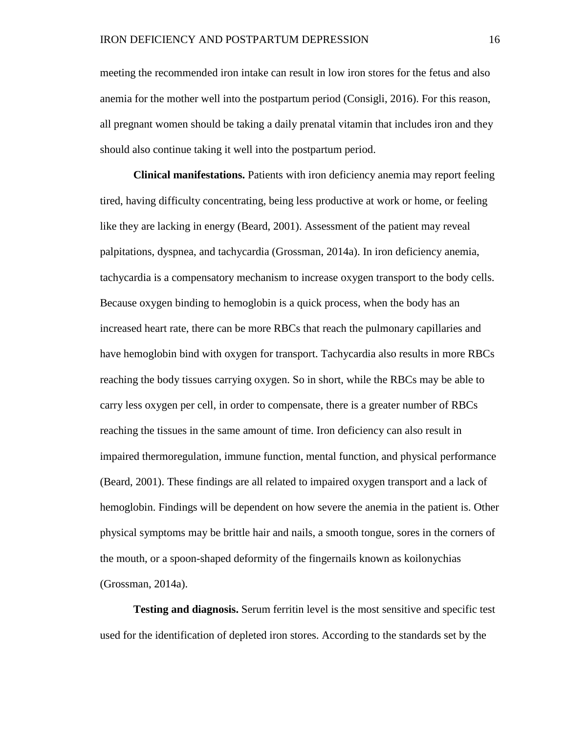meeting the recommended iron intake can result in low iron stores for the fetus and also anemia for the mother well into the postpartum period (Consigli, 2016). For this reason, all pregnant women should be taking a daily prenatal vitamin that includes iron and they should also continue taking it well into the postpartum period.

**Clinical manifestations.** Patients with iron deficiency anemia may report feeling tired, having difficulty concentrating, being less productive at work or home, or feeling like they are lacking in energy (Beard, 2001). Assessment of the patient may reveal palpitations, dyspnea, and tachycardia (Grossman, 2014a). In iron deficiency anemia, tachycardia is a compensatory mechanism to increase oxygen transport to the body cells. Because oxygen binding to hemoglobin is a quick process, when the body has an increased heart rate, there can be more RBCs that reach the pulmonary capillaries and have hemoglobin bind with oxygen for transport. Tachycardia also results in more RBCs reaching the body tissues carrying oxygen. So in short, while the RBCs may be able to carry less oxygen per cell, in order to compensate, there is a greater number of RBCs reaching the tissues in the same amount of time. Iron deficiency can also result in impaired thermoregulation, immune function, mental function, and physical performance (Beard, 2001). These findings are all related to impaired oxygen transport and a lack of hemoglobin. Findings will be dependent on how severe the anemia in the patient is. Other physical symptoms may be brittle hair and nails, a smooth tongue, sores in the corners of the mouth, or a spoon-shaped deformity of the fingernails known as koilonychias (Grossman, 2014a).

**Testing and diagnosis.** Serum ferritin level is the most sensitive and specific test used for the identification of depleted iron stores. According to the standards set by the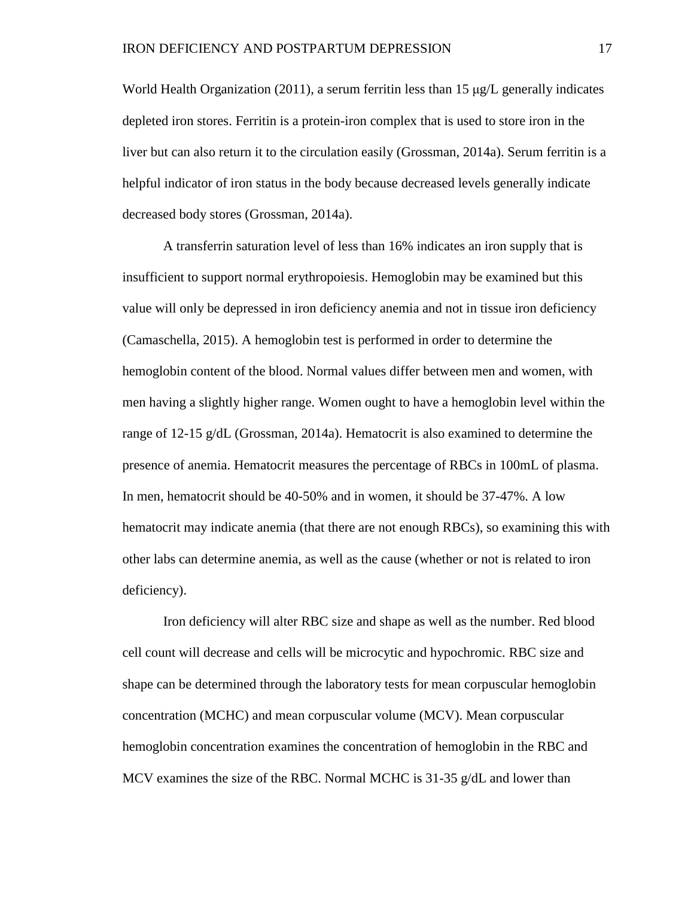World Health Organization (2011), a serum ferritin less than 15 μg/L generally indicates depleted iron stores. Ferritin is a protein-iron complex that is used to store iron in the liver but can also return it to the circulation easily (Grossman, 2014a). Serum ferritin is a helpful indicator of iron status in the body because decreased levels generally indicate decreased body stores (Grossman, 2014a).

A transferrin saturation level of less than 16% indicates an iron supply that is insufficient to support normal erythropoiesis. Hemoglobin may be examined but this value will only be depressed in iron deficiency anemia and not in tissue iron deficiency (Camaschella, 2015). A hemoglobin test is performed in order to determine the hemoglobin content of the blood. Normal values differ between men and women, with men having a slightly higher range. Women ought to have a hemoglobin level within the range of 12-15 g/dL (Grossman, 2014a). Hematocrit is also examined to determine the presence of anemia. Hematocrit measures the percentage of RBCs in 100mL of plasma. In men, hematocrit should be 40-50% and in women, it should be 37-47%. A low hematocrit may indicate anemia (that there are not enough RBCs), so examining this with other labs can determine anemia, as well as the cause (whether or not is related to iron deficiency).

Iron deficiency will alter RBC size and shape as well as the number. Red blood cell count will decrease and cells will be microcytic and hypochromic. RBC size and shape can be determined through the laboratory tests for mean corpuscular hemoglobin concentration (MCHC) and mean corpuscular volume (MCV). Mean corpuscular hemoglobin concentration examines the concentration of hemoglobin in the RBC and MCV examines the size of the RBC. Normal MCHC is 31-35 g/dL and lower than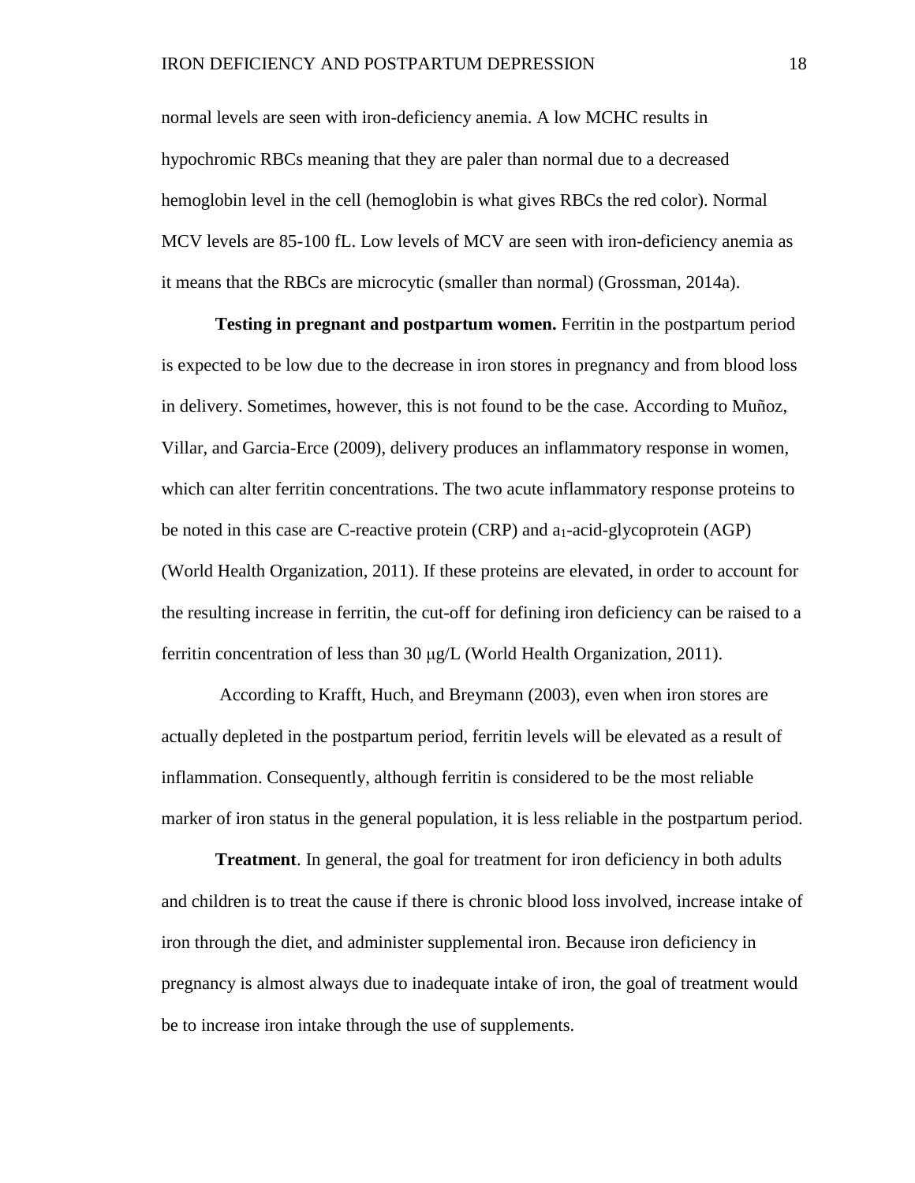normal levels are seen with iron-deficiency anemia. A low MCHC results in hypochromic RBCs meaning that they are paler than normal due to a decreased hemoglobin level in the cell (hemoglobin is what gives RBCs the red color). Normal MCV levels are 85-100 fL. Low levels of MCV are seen with iron-deficiency anemia as it means that the RBCs are microcytic (smaller than normal) (Grossman, 2014a).

**Testing in pregnant and postpartum women.** Ferritin in the postpartum period is expected to be low due to the decrease in iron stores in pregnancy and from blood loss in delivery. Sometimes, however, this is not found to be the case. According to Muñoz, Villar, and Garcia-Erce (2009), delivery produces an inflammatory response in women, which can alter ferritin concentrations. The two acute inflammatory response proteins to be noted in this case are C-reactive protein (CRP) and $a_1$-acid-glycoprotein (AGP) (World Health Organization, 2011). If these proteins are elevated, in order to account for the resulting increase in ferritin, the cut-off for defining iron deficiency can be raised to a ferritin concentration of less than 30 μg/L (World Health Organization, 2011).

According to Krafft, Huch, and Breymann (2003), even when iron stores are actually depleted in the postpartum period, ferritin levels will be elevated as a result of inflammation. Consequently, although ferritin is considered to be the most reliable marker of iron status in the general population, it is less reliable in the postpartum period.

**Treatment**. In general, the goal for treatment for iron deficiency in both adults and children is to treat the cause if there is chronic blood loss involved, increase intake of iron through the diet, and administer supplemental iron. Because iron deficiency in pregnancy is almost always due to inadequate intake of iron, the goal of treatment would be to increase iron intake through the use of supplements.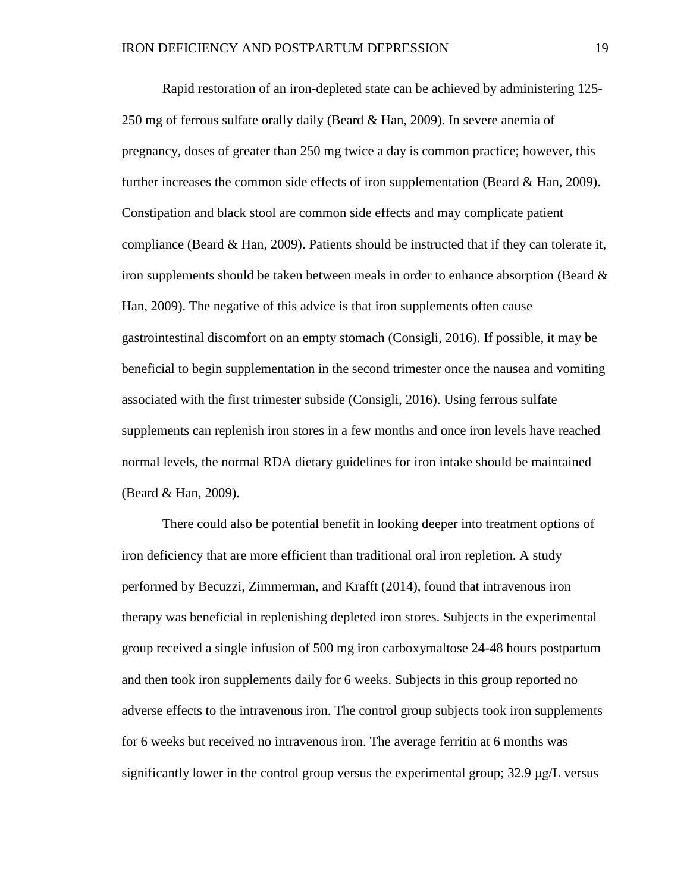Rapid restoration of an iron-depleted state can be achieved by administering 125-250 mg of ferrous sulfate orally daily (Beard & Han, 2009). In severe anemia of pregnancy, doses of greater than 250 mg twice a day is common practice; however, this further increases the common side effects of iron supplementation (Beard & Han, 2009). Constipation and black stool are common side effects and may complicate patient compliance (Beard & Han, 2009). Patients should be instructed that if they can tolerate it, iron supplements should be taken between meals in order to enhance absorption (Beard & Han, 2009). The negative of this advice is that iron supplements often cause gastrointestinal discomfort on an empty stomach (Consigli, 2016). If possible, it may be beneficial to begin supplementation in the second trimester once the nausea and vomiting associated with the first trimester subside (Consigli, 2016). Using ferrous sulfate supplements can replenish iron stores in a few months and once iron levels have reached normal levels, the normal RDA dietary guidelines for iron intake should be maintained (Beard & Han, 2009).

There could also be potential benefit in looking deeper into treatment options of iron deficiency that are more efficient than traditional oral iron repletion. A study performed by Becuzzi, Zimmerman, and Krafft (2014), found that intravenous iron therapy was beneficial in replenishing depleted iron stores. Subjects in the experimental group received a single infusion of 500 mg iron carboxymaltose 24-48 hours postpartum and then took iron supplements daily for 6 weeks. Subjects in this group reported no adverse effects to the intravenous iron. The control group subjects took iron supplements for 6 weeks but received no intravenous iron. The average ferritin at 6 months was significantly lower in the control group versus the experimental group; 32.9 μg/L versus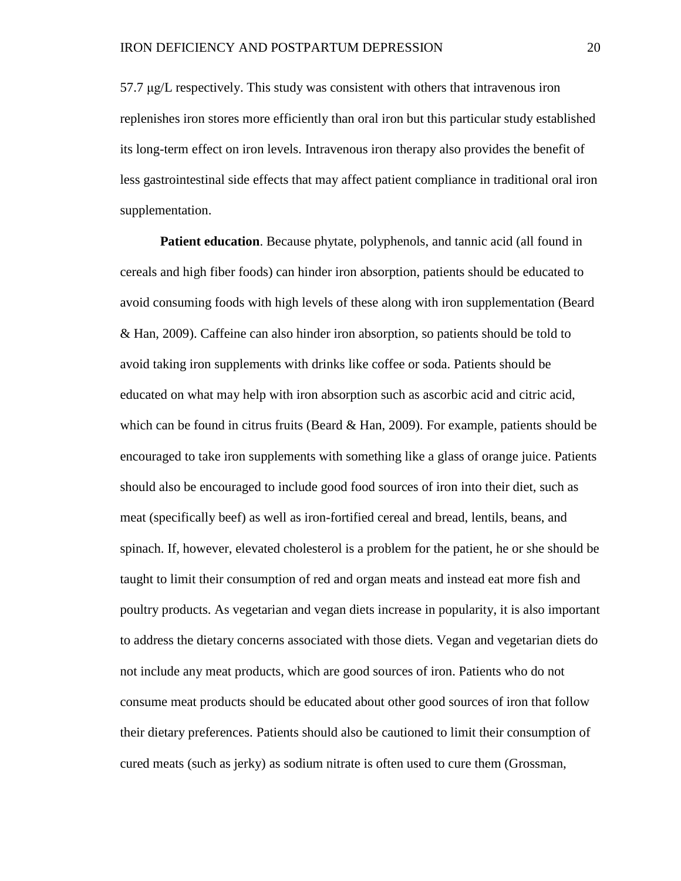57.7 μg/L respectively. This study was consistent with others that intravenous iron replenishes iron stores more efficiently than oral iron but this particular study established its long-term effect on iron levels. Intravenous iron therapy also provides the benefit of less gastrointestinal side effects that may affect patient compliance in traditional oral iron supplementation.

**Patient education**. Because phytate, polyphenols, and tannic acid (all found in cereals and high fiber foods) can hinder iron absorption, patients should be educated to avoid consuming foods with high levels of these along with iron supplementation (Beard & Han, 2009). Caffeine can also hinder iron absorption, so patients should be told to avoid taking iron supplements with drinks like coffee or soda. Patients should be educated on what may help with iron absorption such as ascorbic acid and citric acid, which can be found in citrus fruits (Beard & Han, 2009). For example, patients should be encouraged to take iron supplements with something like a glass of orange juice. Patients should also be encouraged to include good food sources of iron into their diet, such as meat (specifically beef) as well as iron-fortified cereal and bread, lentils, beans, and spinach. If, however, elevated cholesterol is a problem for the patient, he or she should be taught to limit their consumption of red and organ meats and instead eat more fish and poultry products. As vegetarian and vegan diets increase in popularity, it is also important to address the dietary concerns associated with those diets. Vegan and vegetarian diets do not include any meat products, which are good sources of iron. Patients who do not consume meat products should be educated about other good sources of iron that follow their dietary preferences. Patients should also be cautioned to limit their consumption of cured meats (such as jerky) as sodium nitrate is often used to cure them (Grossman,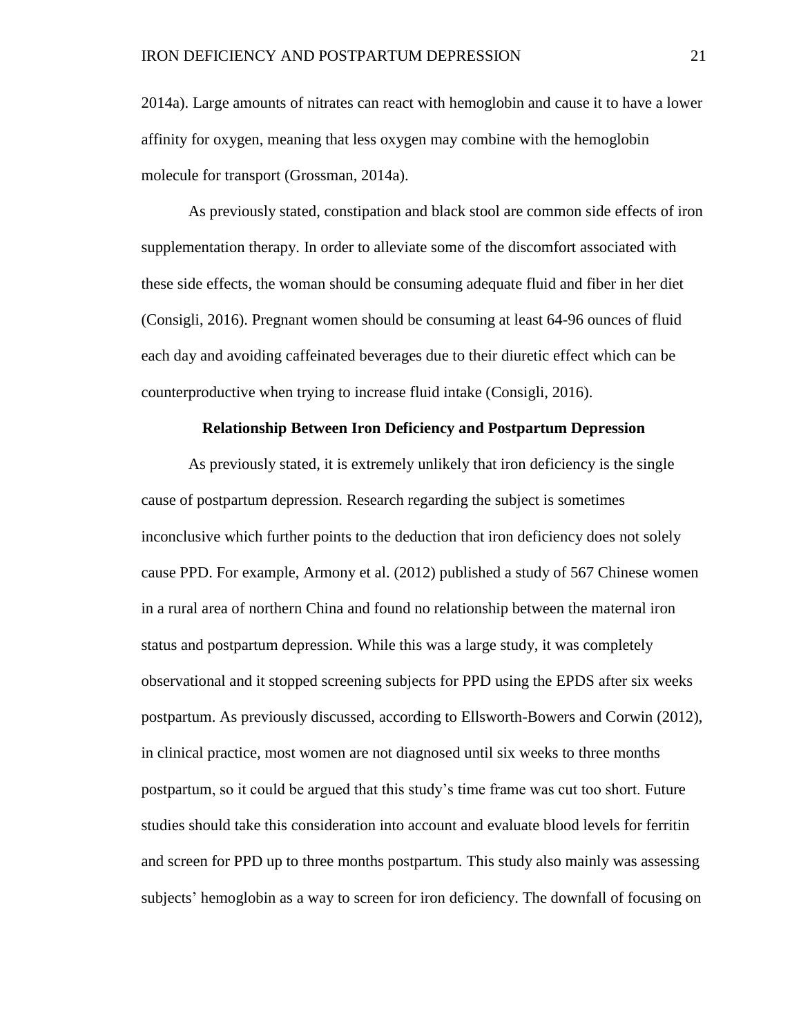2014a). Large amounts of nitrates can react with hemoglobin and cause it to have a lower affinity for oxygen, meaning that less oxygen may combine with the hemoglobin molecule for transport (Grossman, 2014a).

As previously stated, constipation and black stool are common side effects of iron supplementation therapy. In order to alleviate some of the discomfort associated with these side effects, the woman should be consuming adequate fluid and fiber in her diet (Consigli, 2016). Pregnant women should be consuming at least 64-96 ounces of fluid each day and avoiding caffeinated beverages due to their diuretic effect which can be counterproductive when trying to increase fluid intake (Consigli, 2016).

## Relationship Between Iron Deficiency and Postpartum Depression

As previously stated, it is extremely unlikely that iron deficiency is the single cause of postpartum depression. Research regarding the subject is sometimes inconclusive which further points to the deduction that iron deficiency does not solely cause PPD. For example, Armony et al. (2012) published a study of 567 Chinese women in a rural area of northern China and found no relationship between the maternal iron status and postpartum depression. While this was a large study, it was completely observational and it stopped screening subjects for PPD using the EPDS after six weeks postpartum. As previously discussed, according to Ellsworth-Bowers and Corwin (2012), in clinical practice, most women are not diagnosed until six weeks to three months postpartum, so it could be argued that this study's time frame was cut too short. Future studies should take this consideration into account and evaluate blood levels for ferritin and screen for PPD up to three months postpartum. This study also mainly was assessing subjects' hemoglobin as a way to screen for iron deficiency. The downfall of focusing on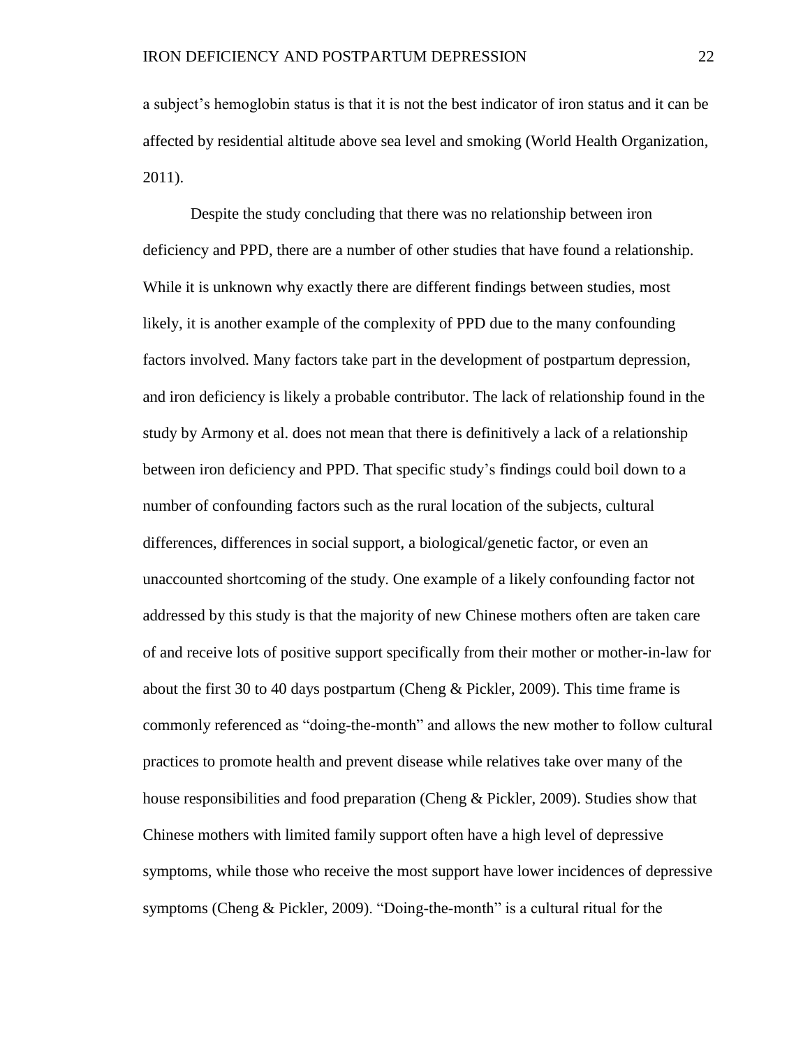a subject's hemoglobin status is that it is not the best indicator of iron status and it can be affected by residential altitude above sea level and smoking (World Health Organization, 2011).

Despite the study concluding that there was no relationship between iron deficiency and PPD, there are a number of other studies that have found a relationship. While it is unknown why exactly there are different findings between studies, most likely, it is another example of the complexity of PPD due to the many confounding factors involved. Many factors take part in the development of postpartum depression, and iron deficiency is likely a probable contributor. The lack of relationship found in the study by Armony et al. does not mean that there is definitively a lack of a relationship between iron deficiency and PPD. That specific study's findings could boil down to a number of confounding factors such as the rural location of the subjects, cultural differences, differences in social support, a biological/genetic factor, or even an unaccounted shortcoming of the study. One example of a likely confounding factor not addressed by this study is that the majority of new Chinese mothers often are taken care of and receive lots of positive support specifically from their mother or mother-in-law for about the first 30 to 40 days postpartum (Cheng & Pickler, 2009). This time frame is commonly referenced as "doing-the-month" and allows the new mother to follow cultural practices to promote health and prevent disease while relatives take over many of the house responsibilities and food preparation (Cheng & Pickler, 2009). Studies show that Chinese mothers with limited family support often have a high level of depressive symptoms, while those who receive the most support have lower incidences of depressive symptoms (Cheng & Pickler, 2009). "Doing-the-month" is a cultural ritual for the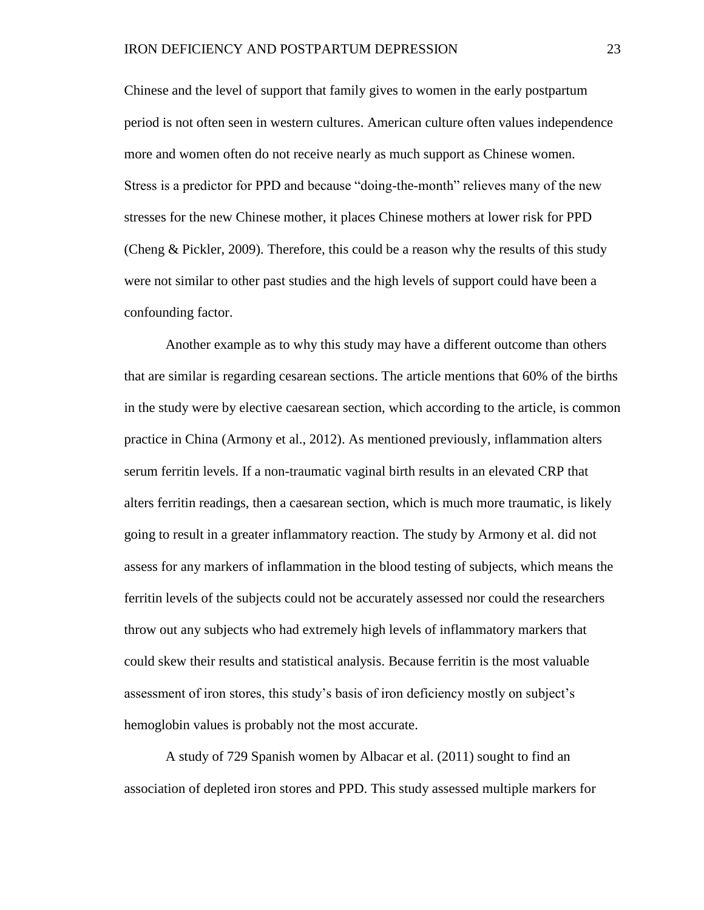Chinese and the level of support that family gives to women in the early postpartum period is not often seen in western cultures. American culture often values independence more and women often do not receive nearly as much support as Chinese women. Stress is a predictor for PPD and because "doing-the-month" relieves many of the new stresses for the new Chinese mother, it places Chinese mothers at lower risk for PPD (Cheng & Pickler, 2009). Therefore, this could be a reason why the results of this study were not similar to other past studies and the high levels of support could have been a confounding factor.

Another example as to why this study may have a different outcome than others that are similar is regarding cesarean sections. The article mentions that 60% of the births in the study were by elective caesarean section, which according to the article, is common practice in China (Armony et al., 2012). As mentioned previously, inflammation alters serum ferritin levels. If a non-traumatic vaginal birth results in an elevated CRP that alters ferritin readings, then a caesarean section, which is much more traumatic, is likely going to result in a greater inflammatory reaction. The study by Armony et al. did not assess for any markers of inflammation in the blood testing of subjects, which means the ferritin levels of the subjects could not be accurately assessed nor could the researchers throw out any subjects who had extremely high levels of inflammatory markers that could skew their results and statistical analysis. Because ferritin is the most valuable assessment of iron stores, this study's basis of iron deficiency mostly on subject's hemoglobin values is probably not the most accurate.

A study of 729 Spanish women by Albacar et al. (2011) sought to find an association of depleted iron stores and PPD. This study assessed multiple markers for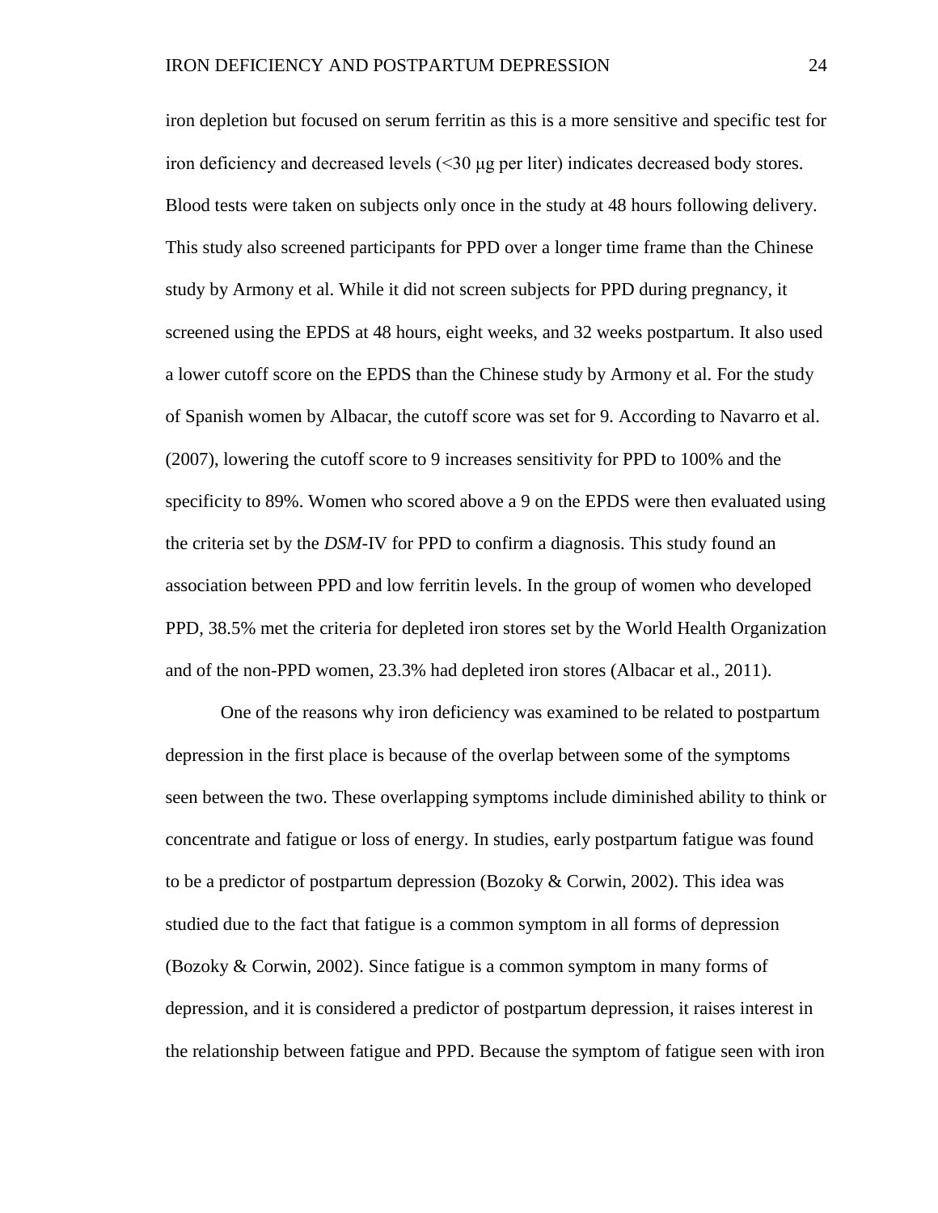iron depletion but focused on serum ferritin as this is a more sensitive and specific test for iron deficiency and decreased levels (<30 μg per liter) indicates decreased body stores. Blood tests were taken on subjects only once in the study at 48 hours following delivery. This study also screened participants for PPD over a longer time frame than the Chinese study by Armony et al. While it did not screen subjects for PPD during pregnancy, it screened using the EPDS at 48 hours, eight weeks, and 32 weeks postpartum. It also used a lower cutoff score on the EPDS than the Chinese study by Armony et al. For the study of Spanish women by Albacar, the cutoff score was set for 9. According to Navarro et al. (2007), lowering the cutoff score to 9 increases sensitivity for PPD to 100% and the specificity to 89%. Women who scored above a 9 on the EPDS were then evaluated using the criteria set by the *DSM*-IV for PPD to confirm a diagnosis. This study found an association between PPD and low ferritin levels. In the group of women who developed PPD, 38.5% met the criteria for depleted iron stores set by the World Health Organization and of the non-PPD women, 23.3% had depleted iron stores (Albacar et al., 2011).

One of the reasons why iron deficiency was examined to be related to postpartum depression in the first place is because of the overlap between some of the symptoms seen between the two. These overlapping symptoms include diminished ability to think or concentrate and fatigue or loss of energy. In studies, early postpartum fatigue was found to be a predictor of postpartum depression (Bozoky & Corwin, 2002). This idea was studied due to the fact that fatigue is a common symptom in all forms of depression (Bozoky & Corwin, 2002). Since fatigue is a common symptom in many forms of depression, and it is considered a predictor of postpartum depression, it raises interest in the relationship between fatigue and PPD. Because the symptom of fatigue seen with iron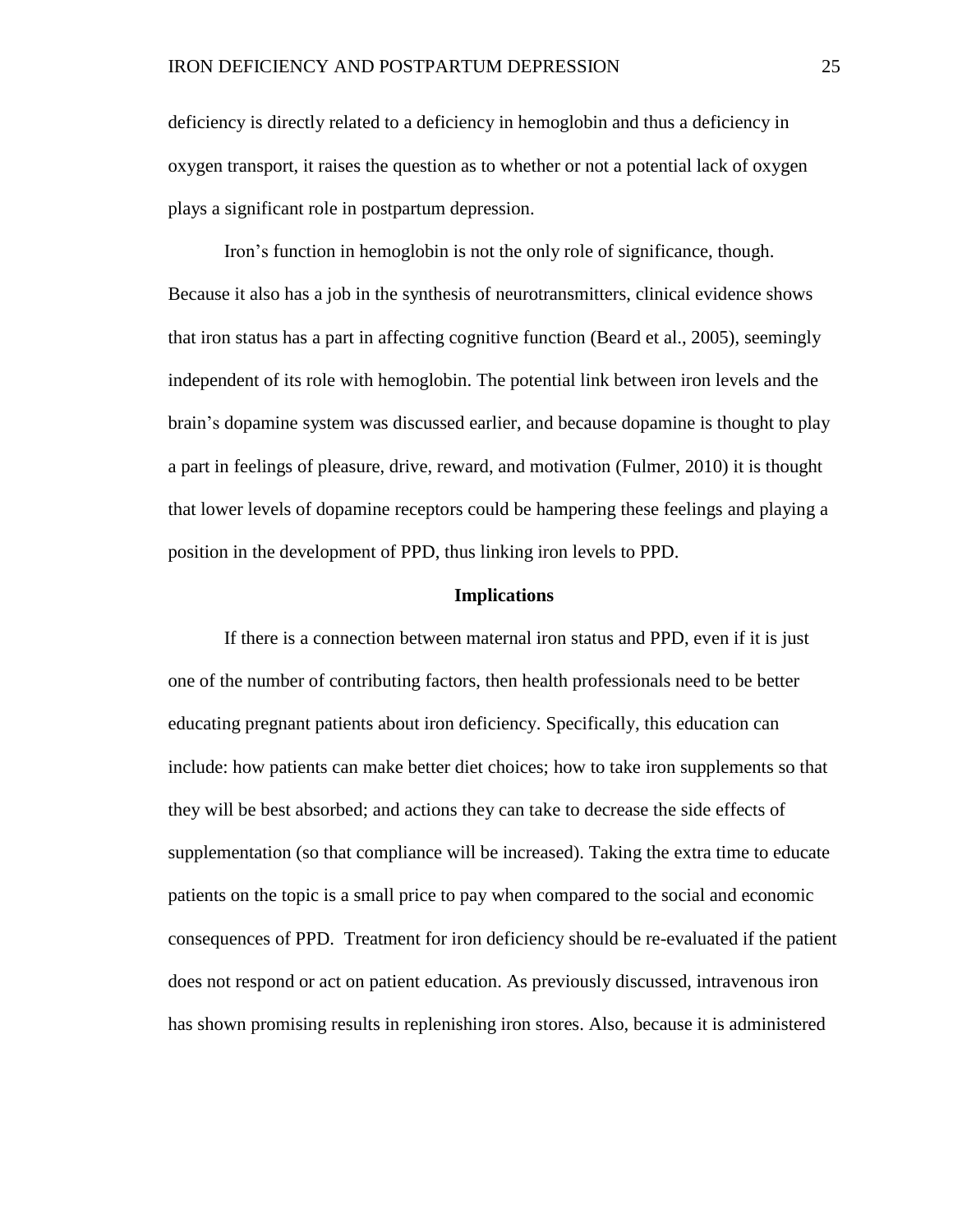deficiency is directly related to a deficiency in hemoglobin and thus a deficiency in oxygen transport, it raises the question as to whether or not a potential lack of oxygen plays a significant role in postpartum depression.

Iron's function in hemoglobin is not the only role of significance, though. Because it also has a job in the synthesis of neurotransmitters, clinical evidence shows that iron status has a part in affecting cognitive function (Beard et al., 2005), seemingly independent of its role with hemoglobin. The potential link between iron levels and the brain's dopamine system was discussed earlier, and because dopamine is thought to play a part in feelings of pleasure, drive, reward, and motivation (Fulmer, 2010) it is thought that lower levels of dopamine receptors could be hampering these feelings and playing a position in the development of PPD, thus linking iron levels to PPD.

## Implications

If there is a connection between maternal iron status and PPD, even if it is just one of the number of contributing factors, then health professionals need to be better educating pregnant patients about iron deficiency. Specifically, this education can include: how patients can make better diet choices; how to take iron supplements so that they will be best absorbed; and actions they can take to decrease the side effects of supplementation (so that compliance will be increased). Taking the extra time to educate patients on the topic is a small price to pay when compared to the social and economic consequences of PPD. Treatment for iron deficiency should be re-evaluated if the patient does not respond or act on patient education. As previously discussed, intravenous iron has shown promising results in replenishing iron stores. Also, because it is administered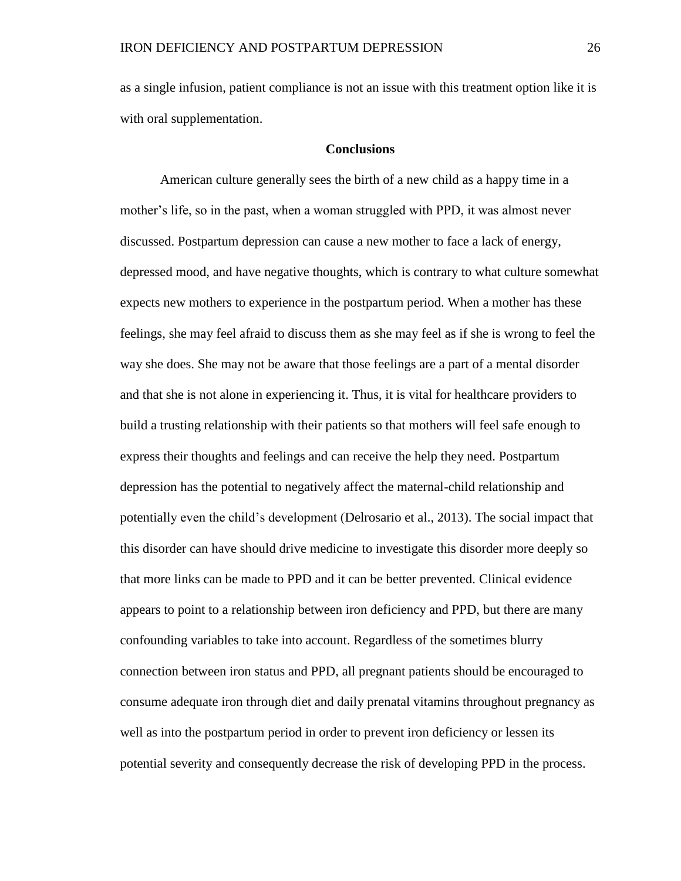as a single infusion, patient compliance is not an issue with this treatment option like it is with oral supplementation.

## Conclusions

American culture generally sees the birth of a new child as a happy time in a mother's life, so in the past, when a woman struggled with PPD, it was almost never discussed. Postpartum depression can cause a new mother to face a lack of energy, depressed mood, and have negative thoughts, which is contrary to what culture somewhat expects new mothers to experience in the postpartum period. When a mother has these feelings, she may feel afraid to discuss them as she may feel as if she is wrong to feel the way she does. She may not be aware that those feelings are a part of a mental disorder and that she is not alone in experiencing it. Thus, it is vital for healthcare providers to build a trusting relationship with their patients so that mothers will feel safe enough to express their thoughts and feelings and can receive the help they need. Postpartum depression has the potential to negatively affect the maternal-child relationship and potentially even the child's development (Delrosario et al., 2013). The social impact that this disorder can have should drive medicine to investigate this disorder more deeply so that more links can be made to PPD and it can be better prevented. Clinical evidence appears to point to a relationship between iron deficiency and PPD, but there are many confounding variables to take into account. Regardless of the sometimes blurry connection between iron status and PPD, all pregnant patients should be encouraged to consume adequate iron through diet and daily prenatal vitamins throughout pregnancy as well as into the postpartum period in order to prevent iron deficiency or lessen its potential severity and consequently decrease the risk of developing PPD in the process.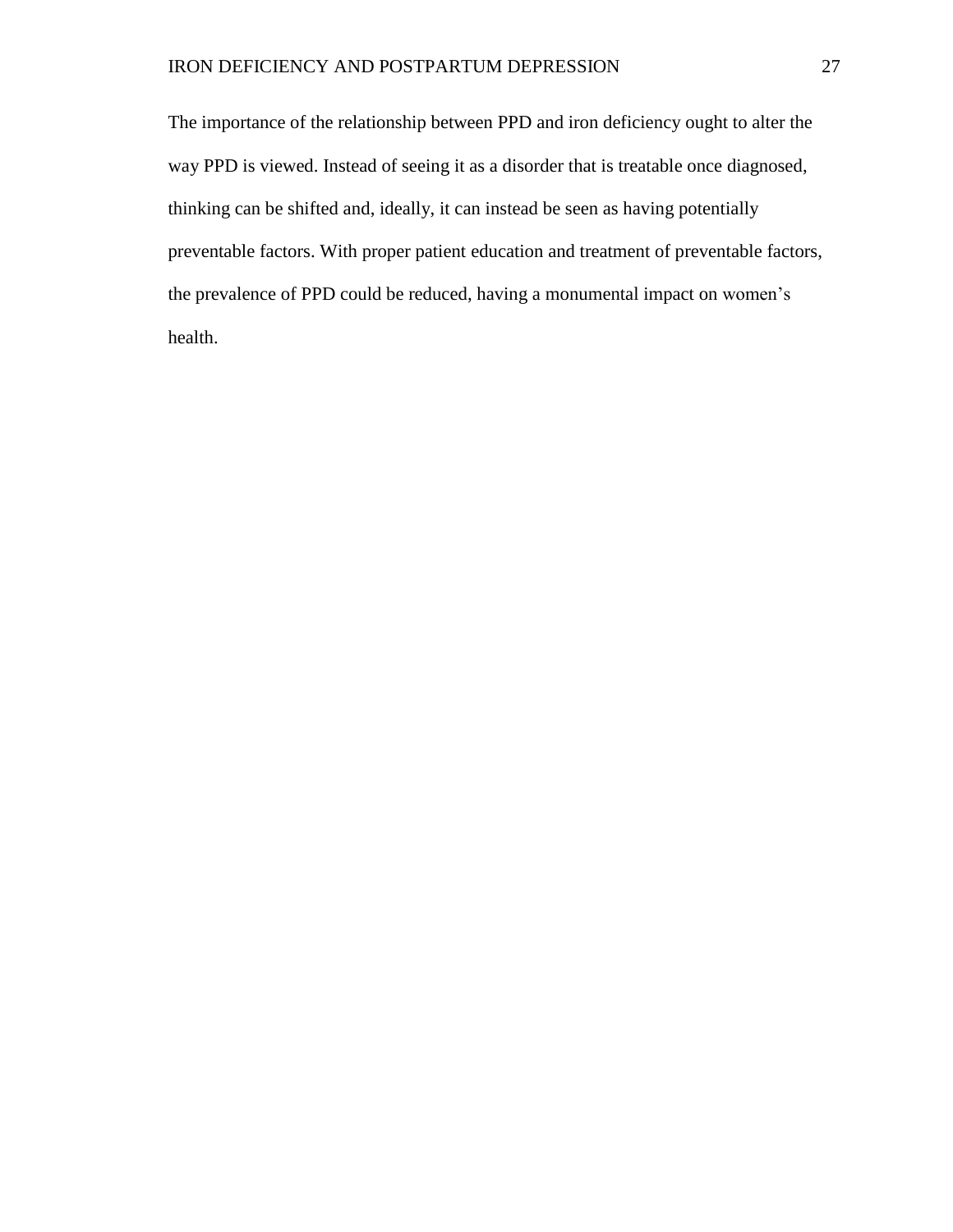The importance of the relationship between PPD and iron deficiency ought to alter the way PPD is viewed. Instead of seeing it as a disorder that is treatable once diagnosed, thinking can be shifted and, ideally, it can instead be seen as having potentially preventable factors. With proper patient education and treatment of preventable factors, the prevalence of PPD could be reduced, having a monumental impact on women's health.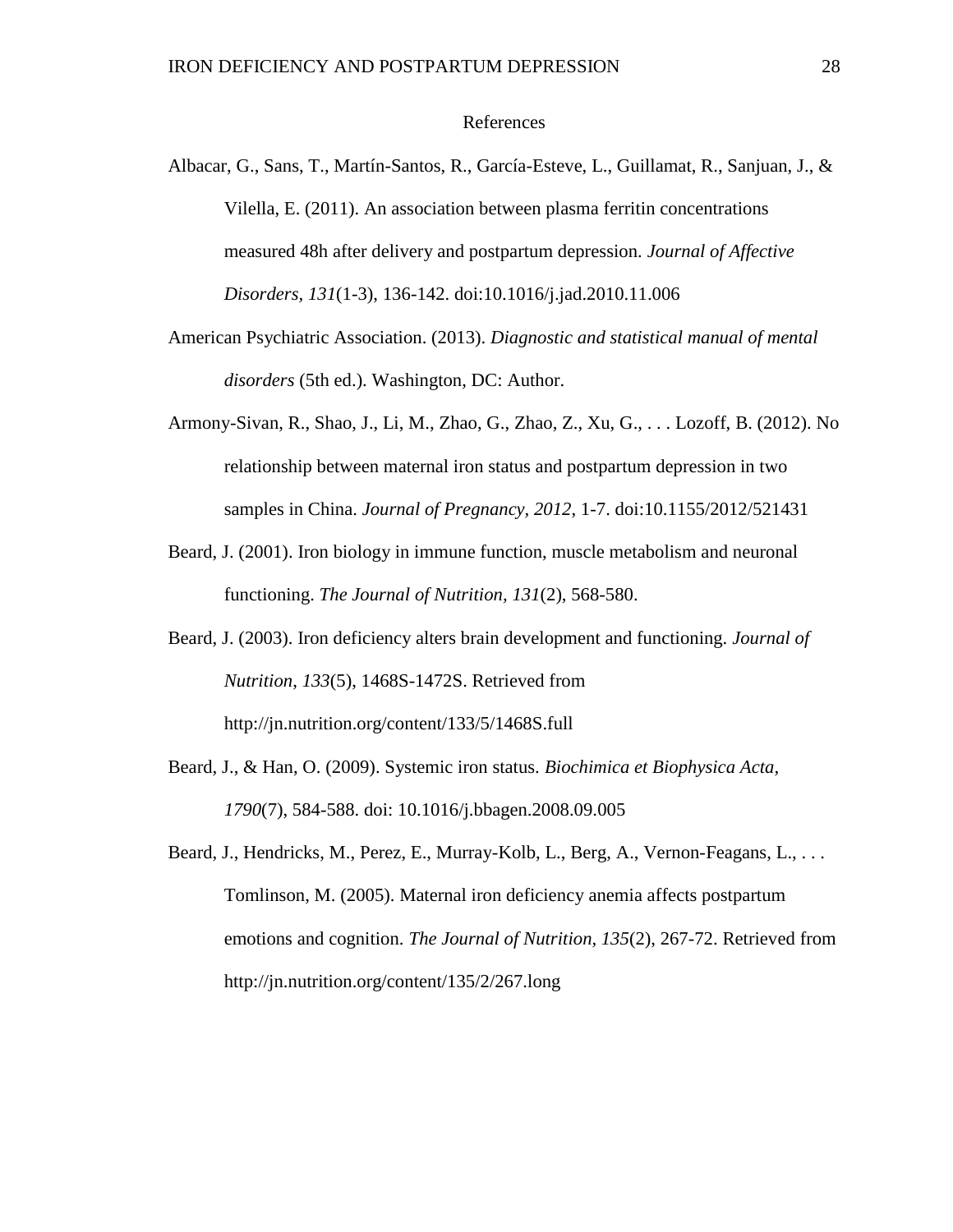# References

Albacar, G., Sans, T., Martín-Santos, R., García-Esteve, L., Guillamat, R., Sanjuan, J., & Vilella, E. (2011). An association between plasma ferritin concentrations measured 48h after delivery and postpartum depression. *Journal of Affective Disorders, 131*(1-3), 136-142. doi:10.1016/j.jad.2010.11.006

American Psychiatric Association. (2013). *Diagnostic and statistical manual of mental disorders* (5th ed.). Washington, DC: Author.

Armony-Sivan, R., Shao, J., Li, M., Zhao, G., Zhao, Z., Xu, G., . . . Lozoff, B. (2012). No relationship between maternal iron status and postpartum depression in two samples in China. *Journal of Pregnancy, 2012*, 1-7. doi:10.1155/2012/521431

Beard, J. (2001). Iron biology in immune function, muscle metabolism and neuronal functioning. *The Journal of Nutrition, 131*(2), 568-580.

Beard, J. (2003). Iron deficiency alters brain development and functioning. *Journal of Nutrition*, *133*(5), 1468S-1472S. Retrieved from http://jn.nutrition.org/content/133/5/1468S.full

Beard, J., & Han, O. (2009). Systemic iron status. *Biochimica et Biophysica Acta, 1790*(7), 584-588. doi: 10.1016/j.bbagen.2008.09.005

Beard, J., Hendricks, M., Perez, E., Murray-Kolb, L., Berg, A., Vernon-Feagans, L., . . . Tomlinson, M. (2005). Maternal iron deficiency anemia affects postpartum emotions and cognition. *The Journal of Nutrition, 135*(2), 267-72. Retrieved from http://jn.nutrition.org/content/135/2/267.long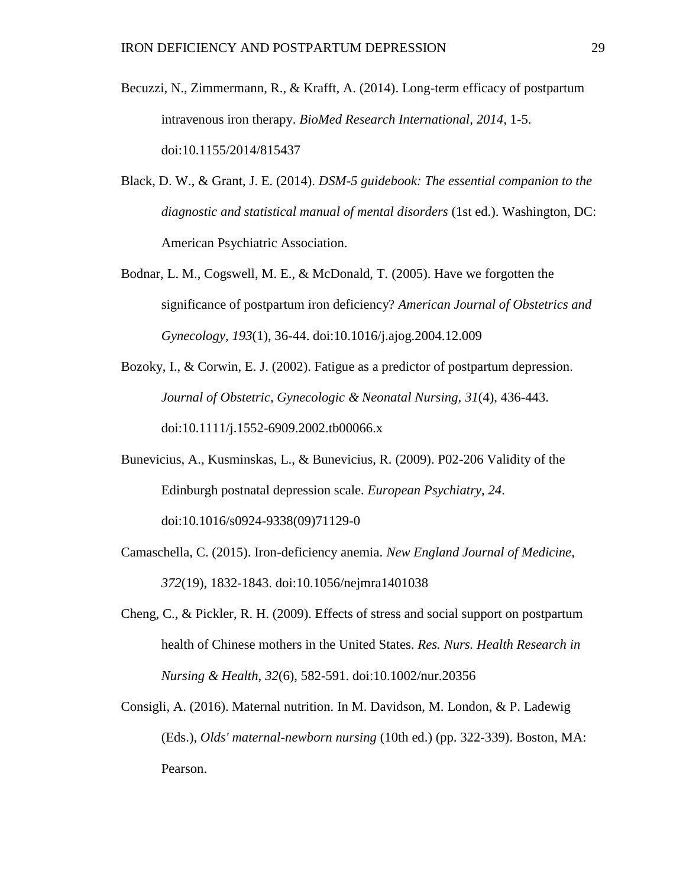Becuzzi, N., Zimmermann, R., & Krafft, A. (2014). Long-term efficacy of postpartum intravenous iron therapy. *BioMed Research International*, *2014*, 1-5. doi:10.1155/2014/815437

Black, D. W., & Grant, J. E. (2014). *DSM-5 guidebook: The essential companion to the diagnostic and statistical manual of mental disorders* (1st ed.). Washington, DC: American Psychiatric Association.

Bodnar, L. M., Cogswell, M. E., & McDonald, T. (2005). Have we forgotten the significance of postpartum iron deficiency? *American Journal of Obstetrics and Gynecology, 193*(1), 36-44. doi:10.1016/j.ajog.2004.12.009

Bozoky, I., & Corwin, E. J. (2002). Fatigue as a predictor of postpartum depression. *Journal of Obstetric, Gynecologic & Neonatal Nursing, 31*(4), 436-443. doi:10.1111/j.1552-6909.2002.tb00066.x

Bunevicius, A., Kusminskas, L., & Bunevicius, R. (2009). P02-206 Validity of the Edinburgh postnatal depression scale. *European Psychiatry, 24*. doi:10.1016/s0924-9338(09)71129-0

Camaschella, C. (2015). Iron-deficiency anemia. *New England Journal of Medicine*, *372*(19), 1832-1843. doi:10.1056/nejmra1401038

Cheng, C., & Pickler, R. H. (2009). Effects of stress and social support on postpartum health of Chinese mothers in the United States. *Res. Nurs. Health Research in Nursing & Health, 32*(6), 582-591. doi:10.1002/nur.20356

Consigli, A. (2016). Maternal nutrition. In M. Davidson, M. London, & P. Ladewig (Eds.), *Olds' maternal-newborn nursing* (10th ed.) (pp. 322-339). Boston, MA: Pearson.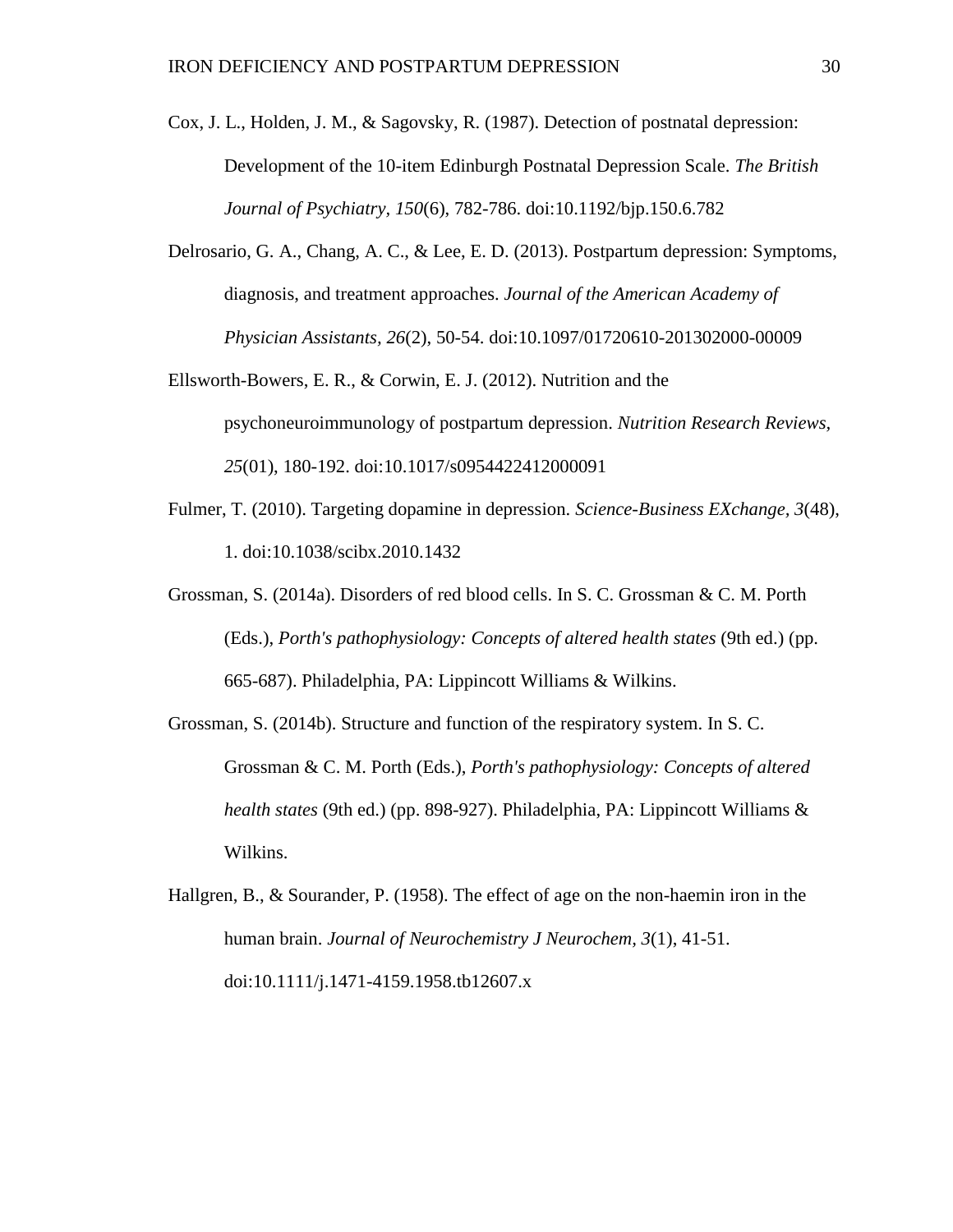Cox, J. L., Holden, J. M., & Sagovsky, R. (1987). Detection of postnatal depression: Development of the 10-item Edinburgh Postnatal Depression Scale. *The British Journal of Psychiatry*, *150*(6), 782-786. doi:10.1192/bjp.150.6.782

Delrosario, G. A., Chang, A. C., & Lee, E. D. (2013). Postpartum depression: Symptoms, diagnosis, and treatment approaches. *Journal of the American Academy of Physician Assistants, 26*(2), 50-54. doi:10.1097/01720610-201302000-00009

Ellsworth-Bowers, E. R., & Corwin, E. J. (2012). Nutrition and the psychoneuroimmunology of postpartum depression. *Nutrition Research Reviews, 25*(01), 180-192. doi:10.1017/s0954422412000091

Fulmer, T. (2010). Targeting dopamine in depression. *Science-Business EXchange*, *3*(48), 1. doi:10.1038/scibx.2010.1432

Grossman, S. (2014a). Disorders of red blood cells. In S. C. Grossman & C. M. Porth (Eds.), *Porth's pathophysiology: Concepts of altered health states* (9th ed.) (pp. 665-687). Philadelphia, PA: Lippincott Williams & Wilkins.

Grossman, S. (2014b). Structure and function of the respiratory system. In S. C. Grossman & C. M. Porth (Eds.), *Porth's pathophysiology: Concepts of altered health states* (9th ed.) (pp. 898-927). Philadelphia, PA: Lippincott Williams & Wilkins.

Hallgren, B., & Sourander, P. (1958). The effect of age on the non-haemin iron in the human brain. *Journal of Neurochemistry J Neurochem*, *3*(1), 41-51. doi:10.1111/j.1471-4159.1958.tb12607.x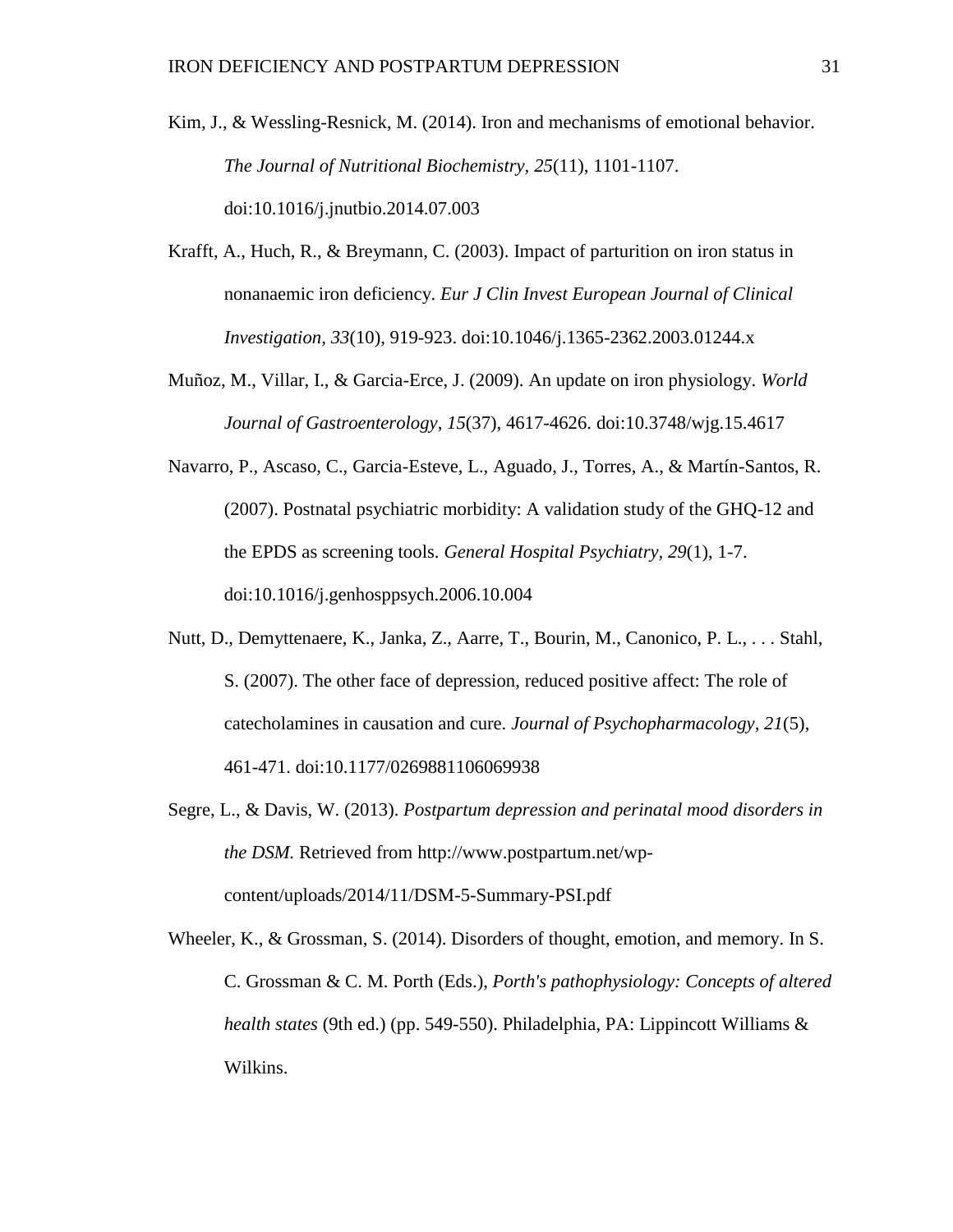Kim, J., & Wessling-Resnick, M. (2014). Iron and mechanisms of emotional behavior. *The Journal of Nutritional Biochemistry, 25*(11), 1101-1107. doi:10.1016/j.jnutbio.2014.07.003

Krafft, A., Huch, R., & Breymann, C. (2003). Impact of parturition on iron status in nonanaemic iron deficiency. *Eur J Clin Invest European Journal of Clinical Investigation*, *33*(10), 919-923. doi:10.1046/j.1365-2362.2003.01244.x

Muñoz, M., Villar, I., & Garcia-Erce, J. (2009). An update on iron physiology. *World Journal of Gastroenterology*, *15*(37), 4617-4626. doi:10.3748/wjg.15.4617

Navarro, P., Ascaso, C., Garcia-Esteve, L., Aguado, J., Torres, A., & Martín-Santos, R. (2007). Postnatal psychiatric morbidity: A validation study of the GHQ-12 and the EPDS as screening tools. *General Hospital Psychiatry, 29*(1), 1-7. doi:10.1016/j.genhosppsych.2006.10.004

Nutt, D., Demyttenaere, K., Janka, Z., Aarre, T., Bourin, M., Canonico, P. L., . . . Stahl, S. (2007). The other face of depression, reduced positive affect: The role of catecholamines in causation and cure. *Journal of Psychopharmacology, 21*(5), 461-471. doi:10.1177/0269881106069938

Segre, L., & Davis, W. (2013). *Postpartum depression and perinatal mood disorders in the DSM.* Retrieved from http://www.postpartum.net/wp-content/uploads/2014/11/DSM-5-Summary-PSI.pdf

Wheeler, K., & Grossman, S. (2014). Disorders of thought, emotion, and memory. In S. C. Grossman & C. M. Porth (Eds.), *Porth's pathophysiology: Concepts of altered health states* (9th ed.) (pp. 549-550). Philadelphia, PA: Lippincott Williams & Wilkins.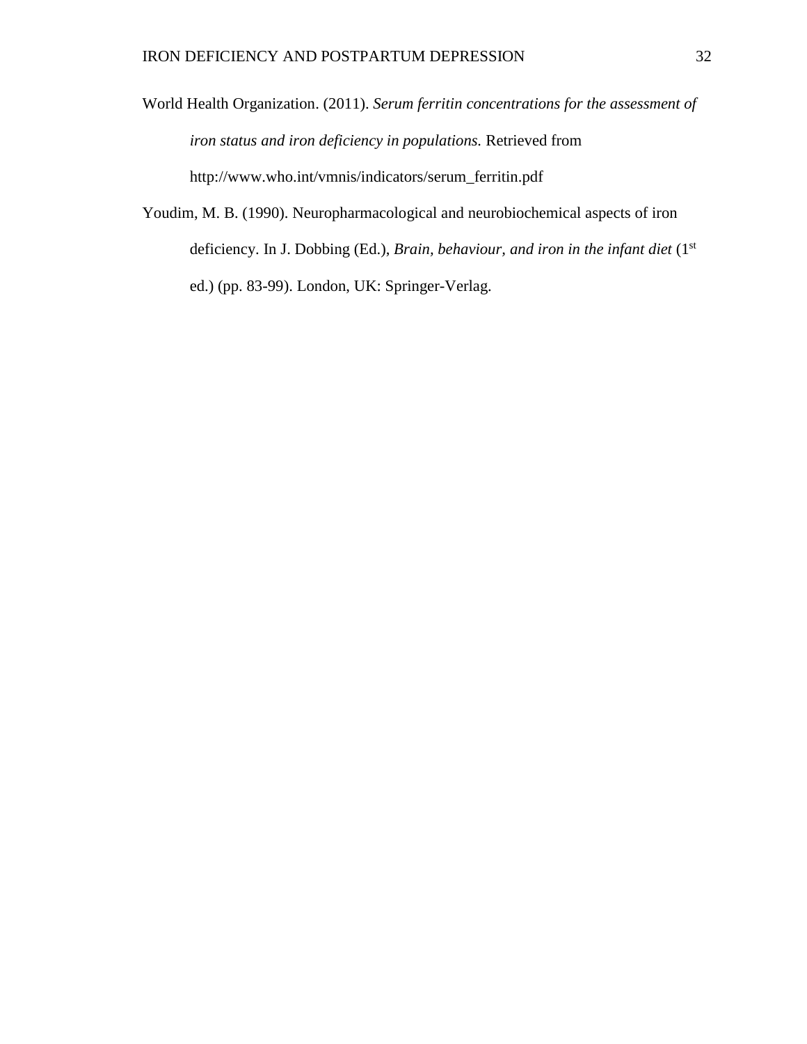World Health Organization. (2011). *Serum ferritin concentrations for the assessment of iron status and iron deficiency in populations.* Retrieved from http://www.who.int/vmnis/indicators/serum_ferritin.pdf

Youdim, M. B. (1990). Neuropharmacological and neurobiochemical aspects of iron deficiency. In J. Dobbing (Ed.), *Brain, behaviour, and iron in the infant diet* (1st ed.) (pp. 83-99). London, UK: Springer-Verlag.